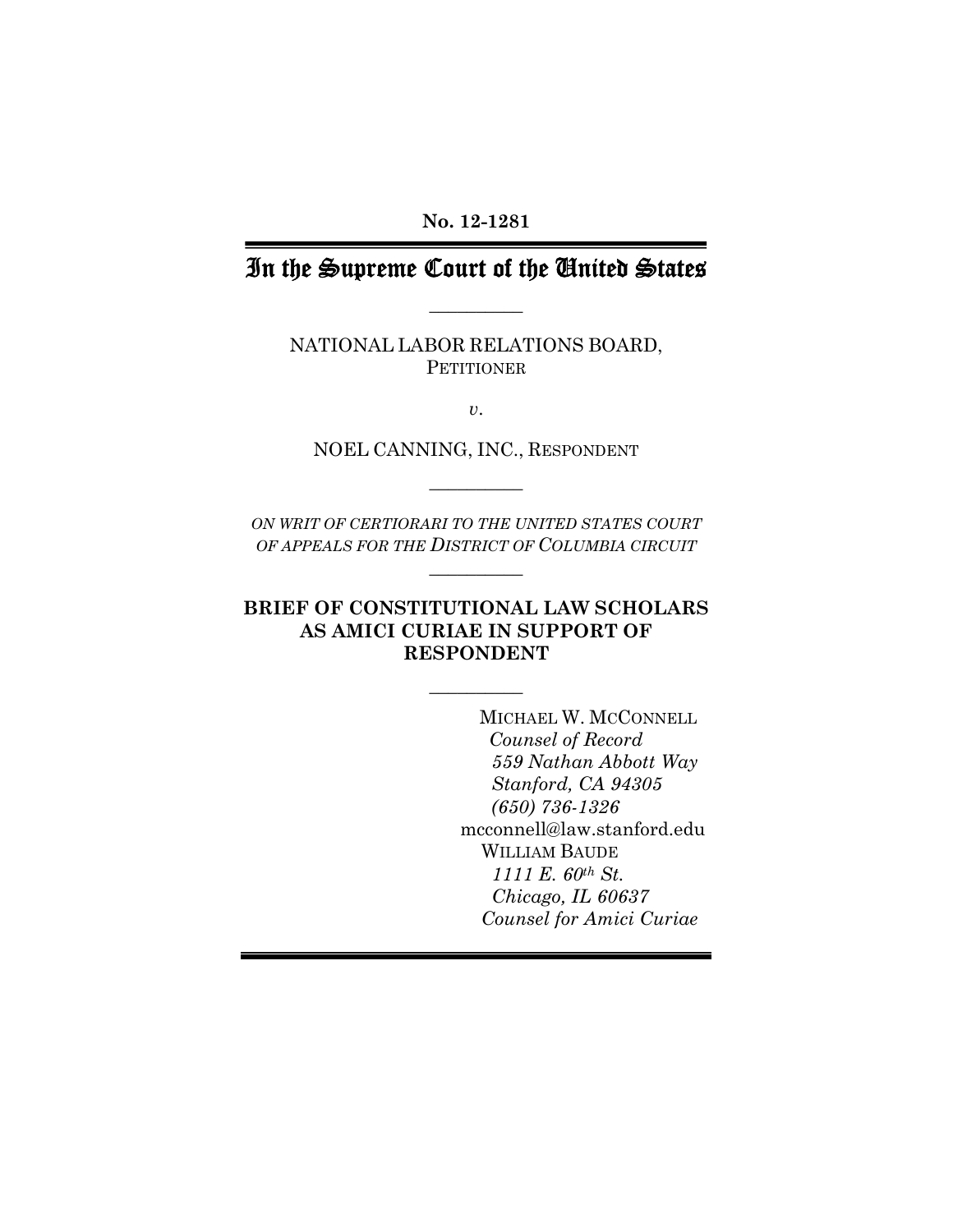**No. 12-1281**

# In the Supreme Court of the United States

---

NATIONAL LABOR RELATIONS BOARD,
PETITIONER

*v.*

NOEL CANNING, INC., RESPONDENT

---

*ON WRIT OF CERTIORARI TO THE UNITED STATES COURT OF APPEALS FOR THE DISTRICT OF COLUMBIA CIRCUIT*

---

**BRIEF OF CONSTITUTIONAL LAW SCHOLARS AS AMICI CURIAE IN SUPPORT OF RESPONDENT**

---

MICHAEL W. MCCONNELL
*Counsel of Record*
*559 Nathan Abbott Way*
*Stanford, CA 94305*
*(650) 736-1326*
mcconnell@law.stanford.edu
WILLIAM BAUDE
*1111 E. 60th St.*
*Chicago, IL 60637*
*Counsel for Amici Curiae*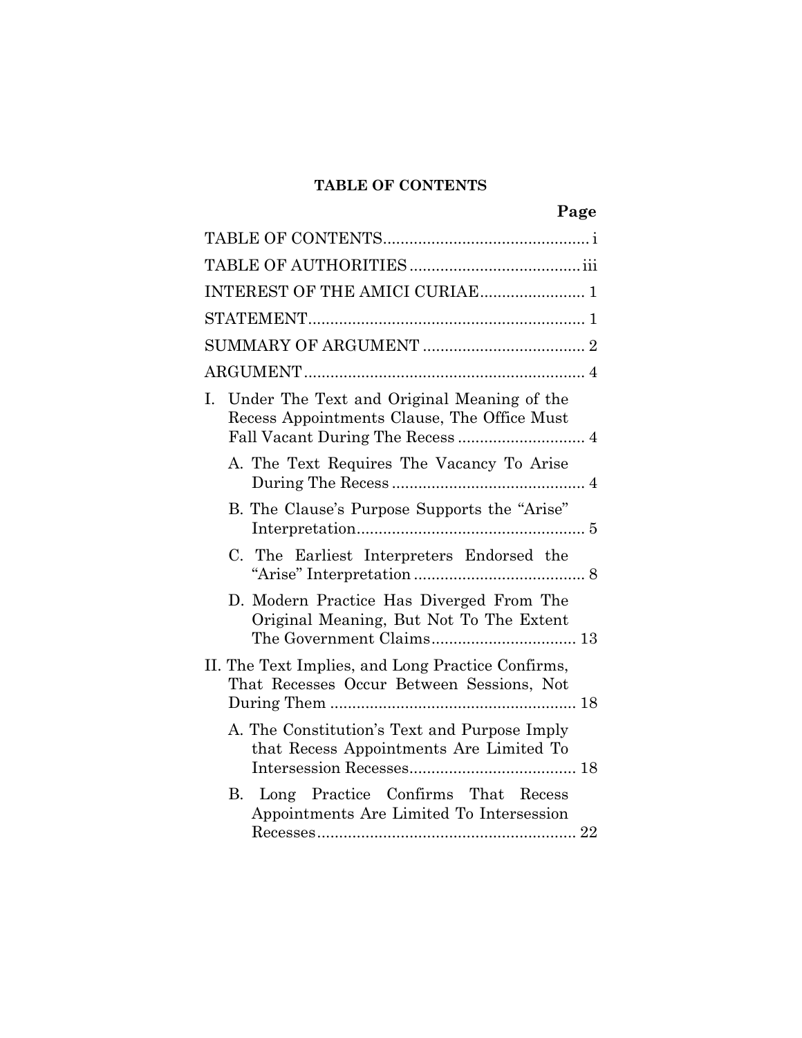**TABLE OF CONTENTS**

| | Page |
|---|---|
| TABLE OF CONTENTS | i |
| TABLE OF AUTHORITIES | iii |
| INTEREST OF THE AMICI CURIAE | 1 |
| STATEMENT | 1 |
| SUMMARY OF ARGUMENT | 2 |
| ARGUMENT | 4 |
| I. Under The Text and Original Meaning of the Recess Appointments Clause, The Office Must Fall Vacant During The Recess | 4 |
| A. The Text Requires The Vacancy To Arise During The Recess | 4 |
| B. The Clause's Purpose Supports the "Arise" Interpretation | 5 |
| C. The Earliest Interpreters Endorsed the "Arise" Interpretation | 8 |
| D. Modern Practice Has Diverged From The Original Meaning, But Not To The Extent The Government Claims | 13 |
| II. The Text Implies, and Long Practice Confirms, That Recesses Occur Between Sessions, Not During Them | 18 |
| A. The Constitution's Text and Purpose Imply that Recess Appointments Are Limited To Intersession Recesses | 18 |
| B. Long Practice Confirms That Recess Appointments Are Limited To Intersession Recesses | 22 |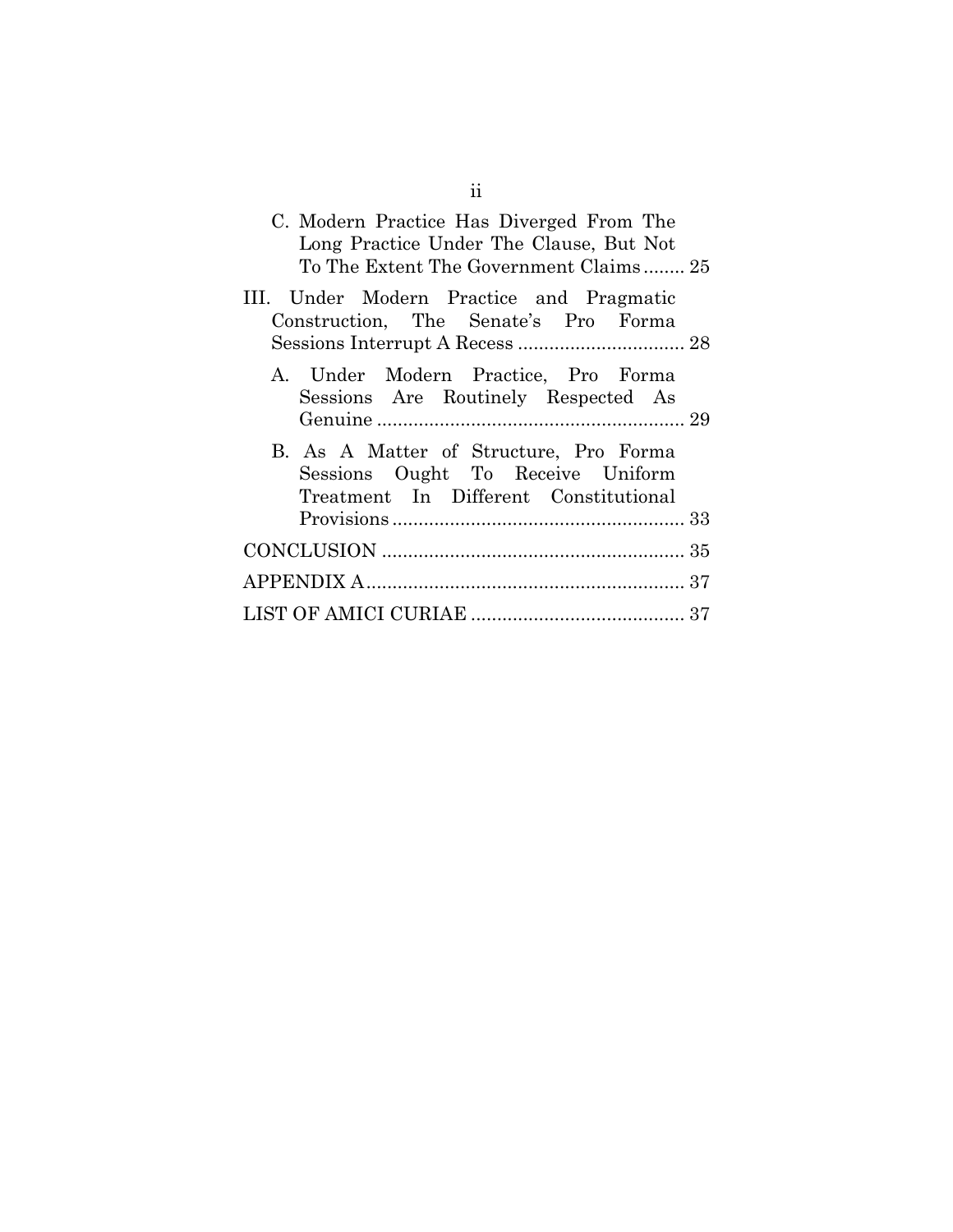C. Modern Practice Has Diverged From The Long Practice Under The Clause, But Not To The Extent The Government Claims ........ 25

III. Under Modern Practice and Pragmatic Construction, The Senate's Pro Forma Sessions Interrupt A Recess ................................ 28

A. Under Modern Practice, Pro Forma Sessions Are Routinely Respected As Genuine ........................................................... 29

B. As A Matter of Structure, Pro Forma Sessions Ought To Receive Uniform Treatment In Different Constitutional Provisions ........................................................ 33

CONCLUSION .......................................................... 35

APPENDIX A............................................................. 37

LIST OF AMICI CURIAE ......................................... 37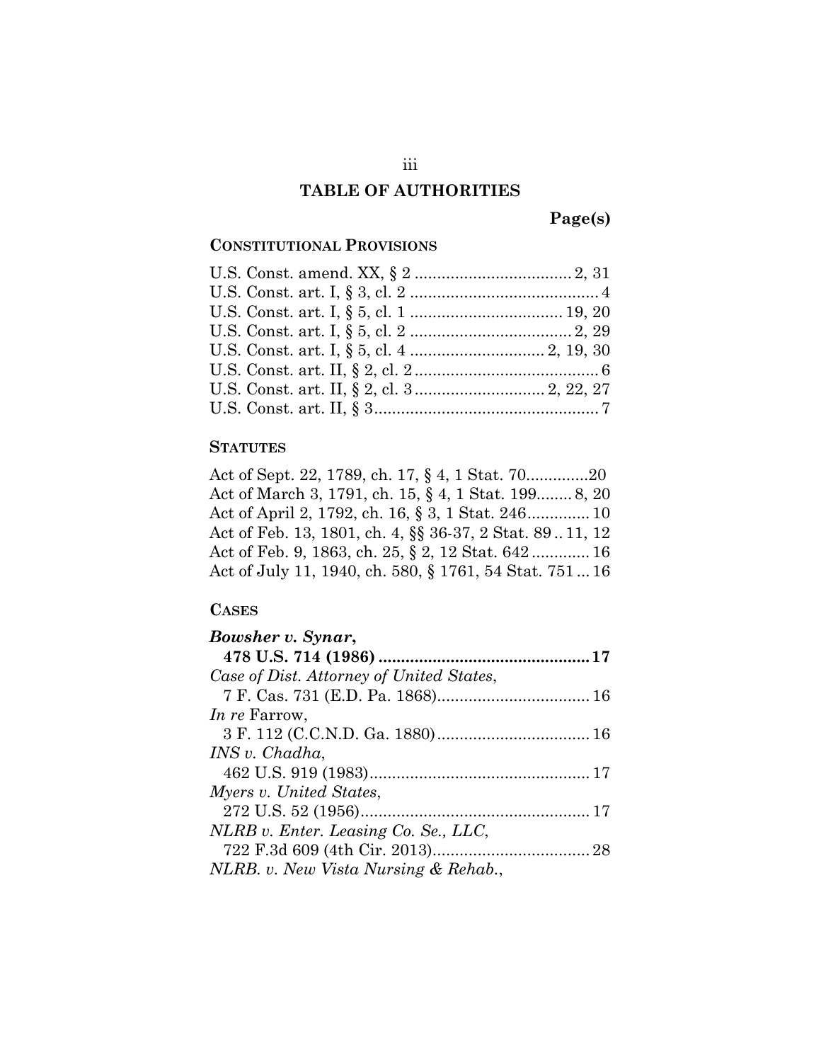## TABLE OF AUTHORITIES

**Page(s)**

### CONSTITUTIONAL PROVISIONS

U.S. Const. amend. XX, § 2 .................................. 2, 31
U.S. Const. art. I, § 3, cl. 2 .......................................... 4
U.S. Const. art. I, § 5, cl. 1 .................................. 19, 20
U.S. Const. art. I, § 5, cl. 2 .................................... 2, 29
U.S. Const. art. I, § 5, cl. 4 ............................. 2, 19, 30
U.S. Const. art. II, § 2, cl. 2 ......................................... 6
U.S. Const. art. II, § 2, cl. 3 ............................ 2, 22, 27
U.S. Const. art. II, § 3.................................................. 7

### STATUTES

Act of Sept. 22, 1789, ch. 17, § 4, 1 Stat. 70..............20
Act of March 3, 1791, ch. 15, § 4, 1 Stat. 199........ 8, 20
Act of April 2, 1792, ch. 16, § 3, 1 Stat. 246............. 10
Act of Feb. 13, 1801, ch. 4, §§ 36-37, 2 Stat. 89 .. 11, 12
Act of Feb. 9, 1863, ch. 25, § 2, 12 Stat. 642 ............ 16
Act of July 11, 1940, ch. 580, § 1761, 54 Stat. 751 ... 16

### CASES

***Bowsher v. Synar*,**
**478 U.S. 714 (1986) .............................................. 17**

*Case of Dist. Attorney of United States*,
7 F. Cas. 731 (E.D. Pa. 1868)................................. 16

*In re* Farrow,
3 F. 112 (C.C.N.D. Ga. 1880)................................. 16

*INS v. Chadha*,
462 U.S. 919 (1983)................................................ 17

*Myers v. United States*,
272 U.S. 52 (1956).................................................. 17

*NLRB v. Enter. Leasing Co. Se., LLC*,
722 F.3d 609 (4th Cir. 2013).................................. 28

*NLRB. v. New Vista Nursing & Rehab.*,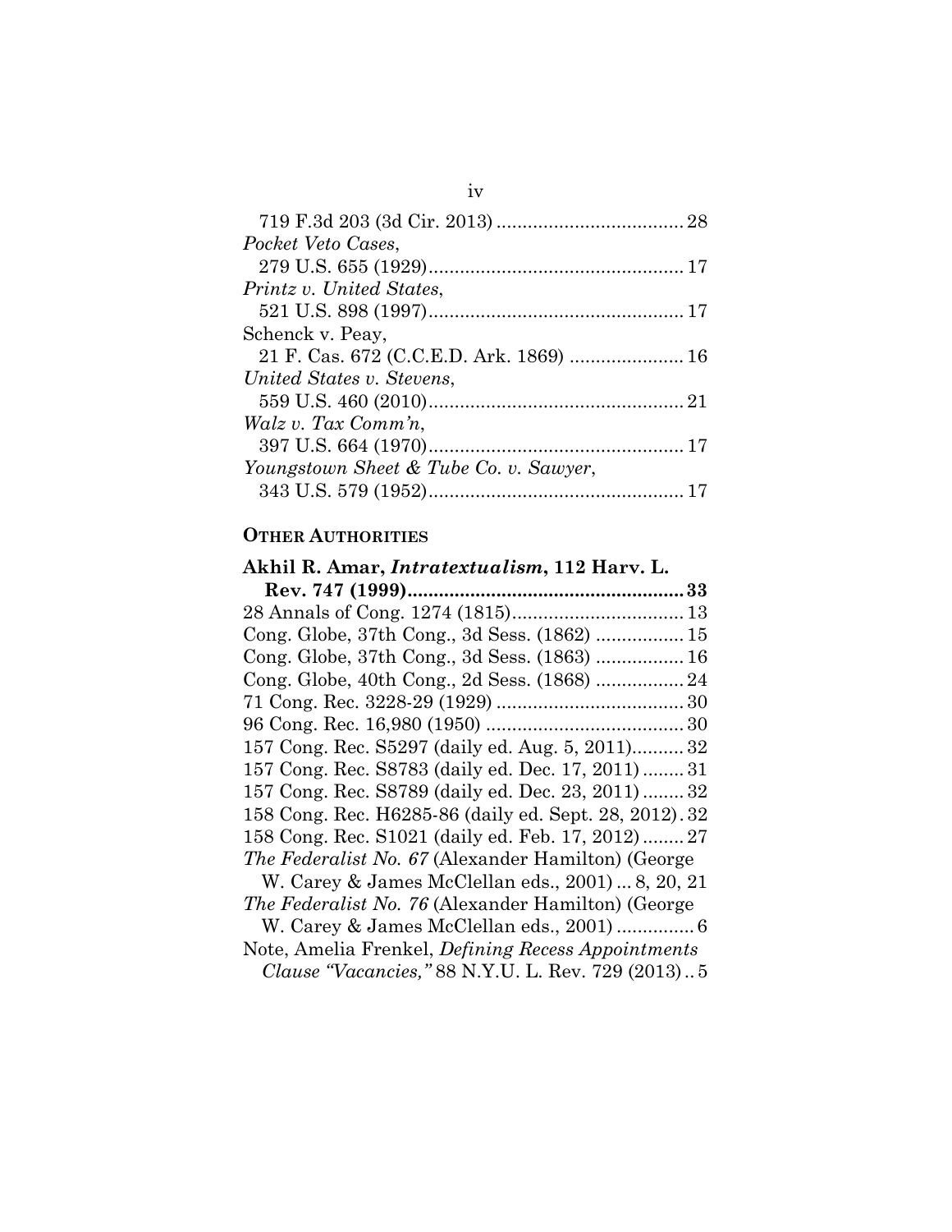719 F.3d 203 (3d Cir. 2013) .................................... 28

*Pocket Veto Cases*,
279 U.S. 655 (1929)................................................ 17

*Printz v. United States*,
521 U.S. 898 (1997)................................................ 17

Schenck v. Peay,
21 F. Cas. 672 (C.C.E.D. Ark. 1869) ..................... 16

*United States v. Stevens*,
559 U.S. 460 (2010)................................................ 21

*Walz v. Tax Comm'n*,
397 U.S. 664 (1970)................................................ 17

*Youngstown Sheet & Tube Co. v. Sawyer*,
343 U.S. 579 (1952)................................................ 17

**OTHER AUTHORITIES**

**Akhil R. Amar, *Intratextualism*, 112 Harv. L. Rev. 747 (1999).................................................... 33**

28 Annals of Cong. 1274 (1815)................................ 13

Cong. Globe, 37th Cong., 3d Sess. (1862) ................. 15

Cong. Globe, 37th Cong., 3d Sess. (1863) ................. 16

Cong. Globe, 40th Cong., 2d Sess. (1868) ................. 24

71 Cong. Rec. 3228-29 (1929) ................................... 30

96 Cong. Rec. 16,980 (1950) ..................................... 30

157 Cong. Rec. S5297 (daily ed. Aug. 5, 2011).......... 32

157 Cong. Rec. S8783 (daily ed. Dec. 17, 2011) ........ 31

157 Cong. Rec. S8789 (daily ed. Dec. 23, 2011) ........ 32

158 Cong. Rec. H6285-86 (daily ed. Sept. 28, 2012). 32

158 Cong. Rec. S1021 (daily ed. Feb. 17, 2012) ........ 27

*The Federalist No. 67* (Alexander Hamilton) (George W. Carey & James McClellan eds., 2001) ... 8, 20, 21

*The Federalist No. 76* (Alexander Hamilton) (George W. Carey & James McClellan eds., 2001) ............... 6

Note, Amelia Frenkel, *Defining Recess Appointments Clause "Vacancies,"* 88 N.Y.U. L. Rev. 729 (2013) .. 5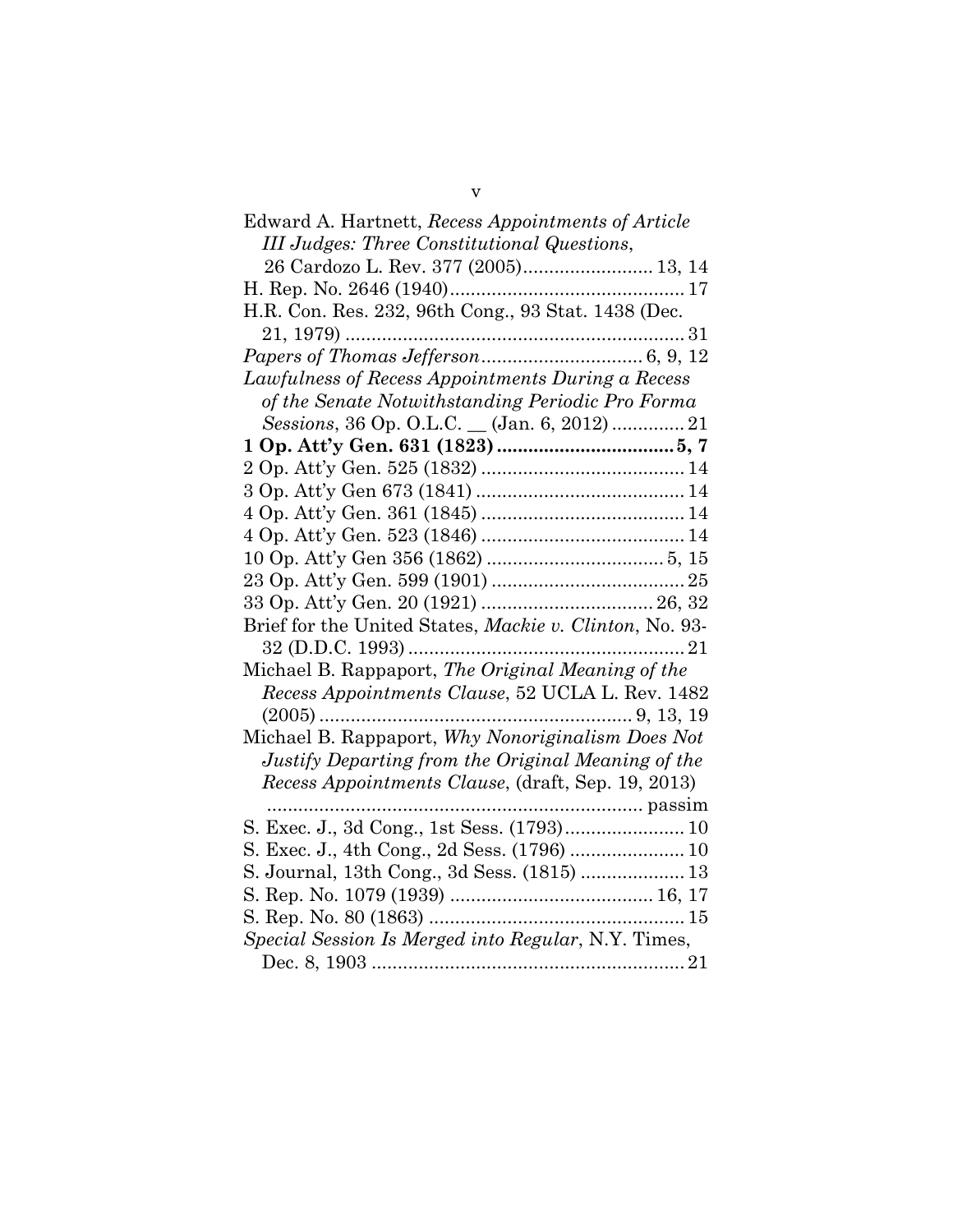Edward A. Hartnett, *Recess Appointments of Article III Judges: Three Constitutional Questions*, 26 Cardozo L. Rev. 377 (2005)......................... 13, 14

H. Rep. No. 2646 (1940)............................................. 17

H.R. Con. Res. 232, 96th Cong., 93 Stat. 1438 (Dec. 21, 1979) ................................................................ 31

*Papers of Thomas Jefferson*.............................. 6, 9, 12

*Lawfulness of Recess Appointments During a Recess of the Senate Notwithstanding Periodic Pro Forma Sessions*, 36 Op. O.L.C. __ (Jan. 6, 2012) ............. 21

**1 Op. Att'y Gen. 631 (1823) ................................. 5, 7**

2 Op. Att'y Gen. 525 (1832) ...................................... 14

3 Op. Att'y Gen 673 (1841) ........................................ 14

4 Op. Att'y Gen. 361 (1845) ....................................... 14

4 Op. Att'y Gen. 523 (1846) ....................................... 14

10 Op. Att'y Gen 356 (1862) .................................. 5, 15

23 Op. Att'y Gen. 599 (1901) ..................................... 25

33 Op. Att'y Gen. 20 (1921) ................................. 26, 32

Brief for the United States, *Mackie v. Clinton*, No. 93-32 (D.D.C. 1993) ..................................................... 21

Michael B. Rappaport, *The Original Meaning of the Recess Appointments Clause*, 52 UCLA L. Rev. 1482 (2005) ............................................................ 9, 13, 19

Michael B. Rappaport, *Why Nonoriginalism Does Not Justify Departing from the Original Meaning of the Recess Appointments Clause*, (draft, Sep. 19, 2013) ....................................................................... passim

S. Exec. J., 3d Cong., 1st Sess. (1793)....................... 10

S. Exec. J., 4th Cong., 2d Sess. (1796) ...................... 10

S. Journal, 13th Cong., 3d Sess. (1815) .................... 13

S. Rep. No. 1079 (1939) ....................................... 16, 17

S. Rep. No. 80 (1863) ................................................. 15

*Special Session Is Merged into Regular*, N.Y. Times, Dec. 8, 1903 ............................................................ 21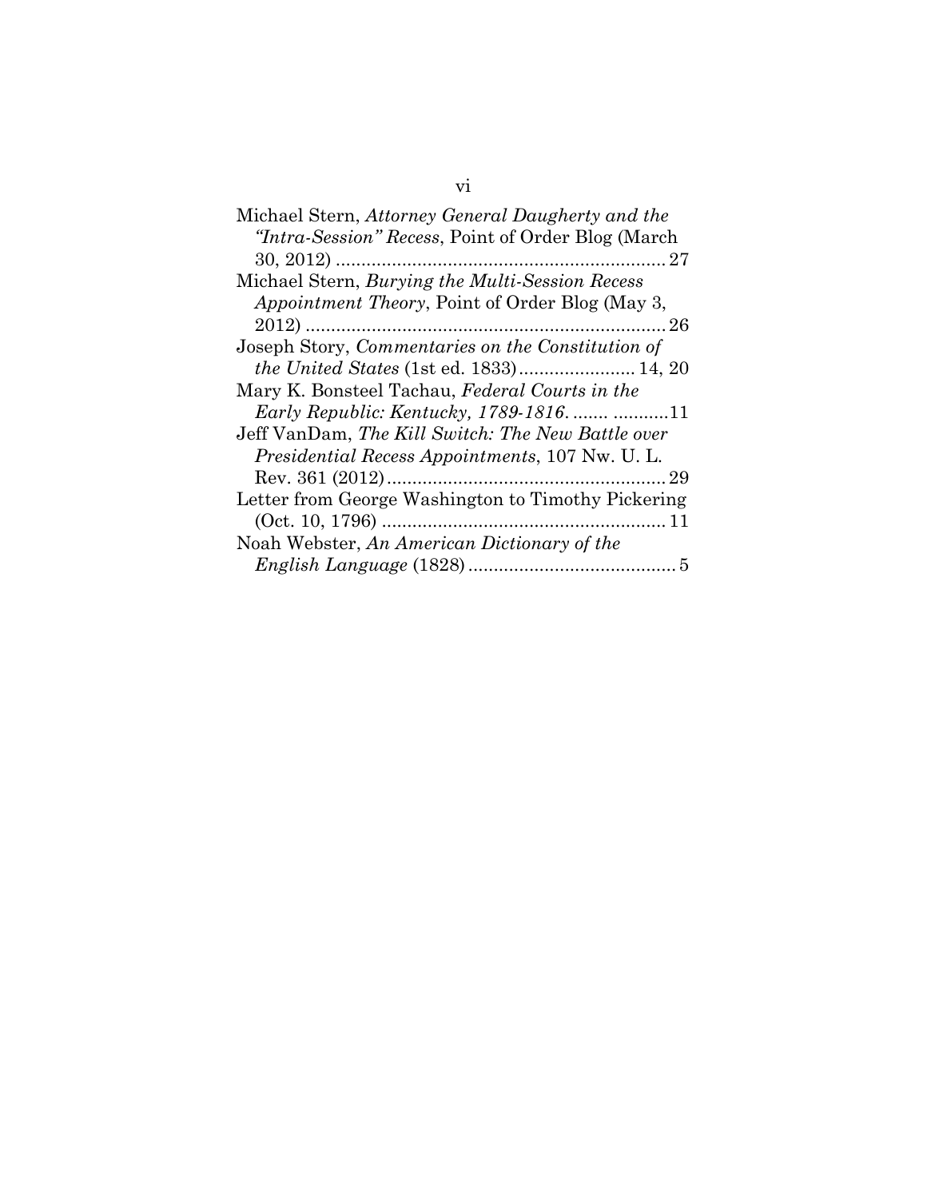Michael Stern, *Attorney General Daugherty and the "Intra-Session" Recess*, Point of Order Blog (March 30, 2012) ................................................................ 27

Michael Stern, *Burying the Multi-Session Recess Appointment Theory*, Point of Order Blog (May 3, 2012) ...................................................................... 26

Joseph Story, *Commentaries on the Constitution of the United States* (1st ed. 1833) ....................... 14, 20

Mary K. Bonsteel Tachau, *Federal Courts in the Early Republic: Kentucky, 1789-1816*. ....... ...........11

Jeff VanDam, *The Kill Switch: The New Battle over Presidential Recess Appointments*, 107 Nw. U. L. Rev. 361 (2012) ...................................................... 29

Letter from George Washington to Timothy Pickering (Oct. 10, 1796) ....................................................... 11

Noah Webster, *An American Dictionary of the English Language* (1828) ......................................... 5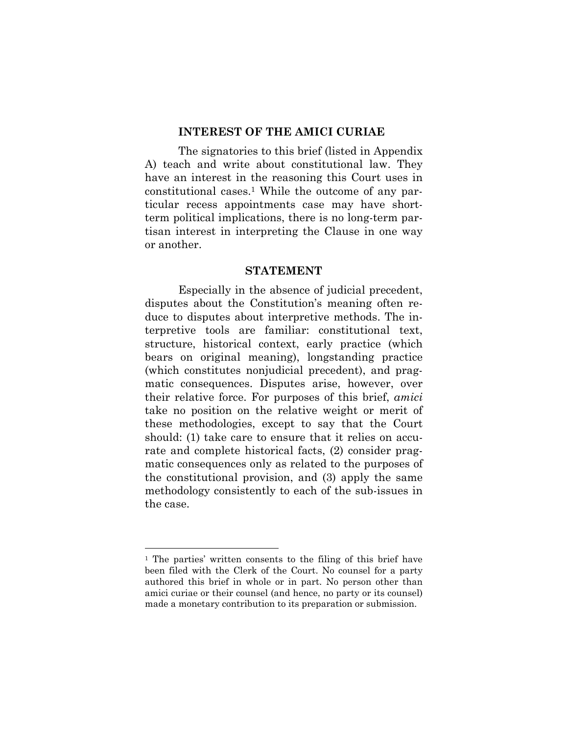## INTEREST OF THE AMICI CURIAE

The signatories to this brief (listed in Appendix A) teach and write about constitutional law. They have an interest in the reasoning this Court uses in constitutional cases.[1] While the outcome of any particular recess appointments case may have short-term political implications, there is no long-term partisan interest in interpreting the Clause in one way or another.

## STATEMENT

Especially in the absence of judicial precedent, disputes about the Constitution's meaning often reduce to disputes about interpretive methods. The interpretive tools are familiar: constitutional text, structure, historical context, early practice (which bears on original meaning), longstanding practice (which constitutes nonjudicial precedent), and pragmatic consequences. Disputes arise, however, over their relative force. For purposes of this brief, *amici* take no position on the relative weight or merit of these methodologies, except to say that the Court should: (1) take care to ensure that it relies on accurate and complete historical facts, (2) consider pragmatic consequences only as related to the purposes of the constitutional provision, and (3) apply the same methodology consistently to each of the sub-issues in the case.

---

[1] The parties' written consents to the filing of this brief have been filed with the Clerk of the Court. No counsel for a party authored this brief in whole or in part. No person other than amici curiae or their counsel (and hence, no party or its counsel) made a monetary contribution to its preparation or submission.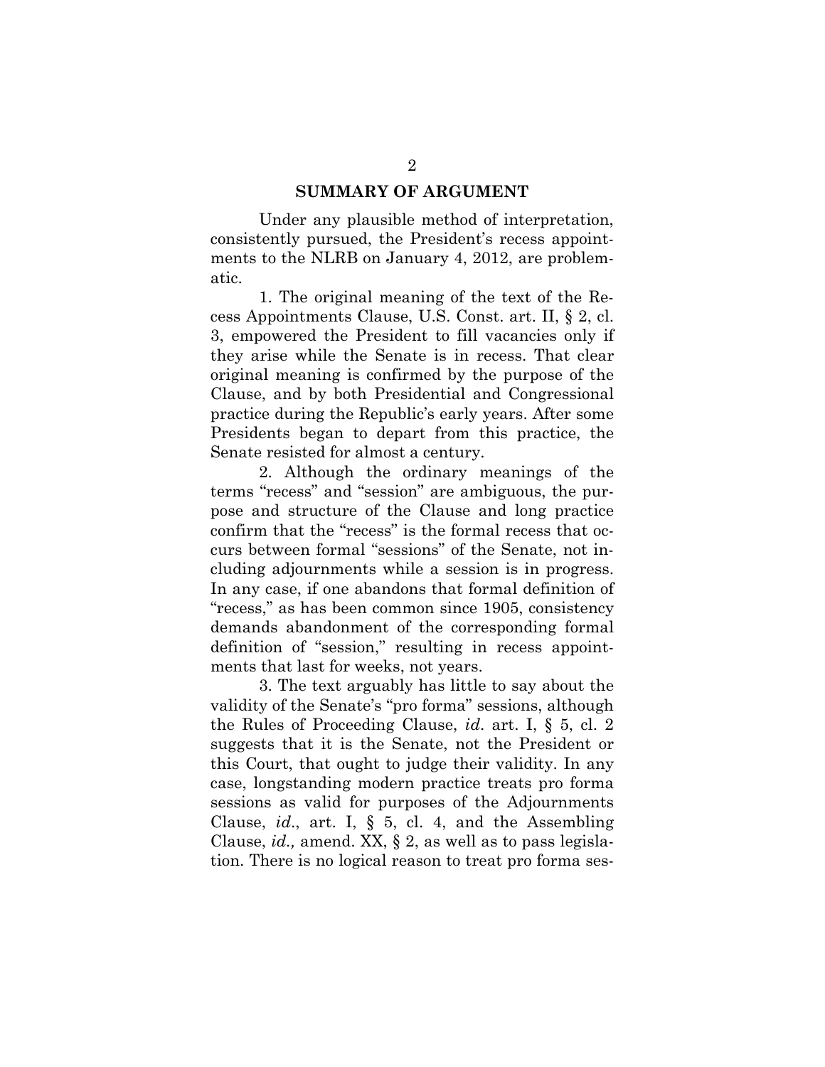## SUMMARY OF ARGUMENT

Under any plausible method of interpretation, consistently pursued, the President's recess appointments to the NLRB on January 4, 2012, are problematic.

1. The original meaning of the text of the Recess Appointments Clause, U.S. Const. art. II, § 2, cl. 3, empowered the President to fill vacancies only if they arise while the Senate is in recess. That clear original meaning is confirmed by the purpose of the Clause, and by both Presidential and Congressional practice during the Republic's early years. After some Presidents began to depart from this practice, the Senate resisted for almost a century.

2. Although the ordinary meanings of the terms "recess" and "session" are ambiguous, the purpose and structure of the Clause and long practice confirm that the "recess" is the formal recess that occurs between formal "sessions" of the Senate, not including adjournments while a session is in progress. In any case, if one abandons that formal definition of "recess," as has been common since 1905, consistency demands abandonment of the corresponding formal definition of "session," resulting in recess appointments that last for weeks, not years.

3. The text arguably has little to say about the validity of the Senate's "pro forma" sessions, although the Rules of Proceeding Clause, *id*. art. I, § 5, cl. 2 suggests that it is the Senate, not the President or this Court, that ought to judge their validity. In any case, longstanding modern practice treats pro forma sessions as valid for purposes of the Adjournments Clause, *id*., art. I, § 5, cl. 4, and the Assembling Clause, *id.,* amend. XX, § 2, as well as to pass legislation. There is no logical reason to treat pro forma ses-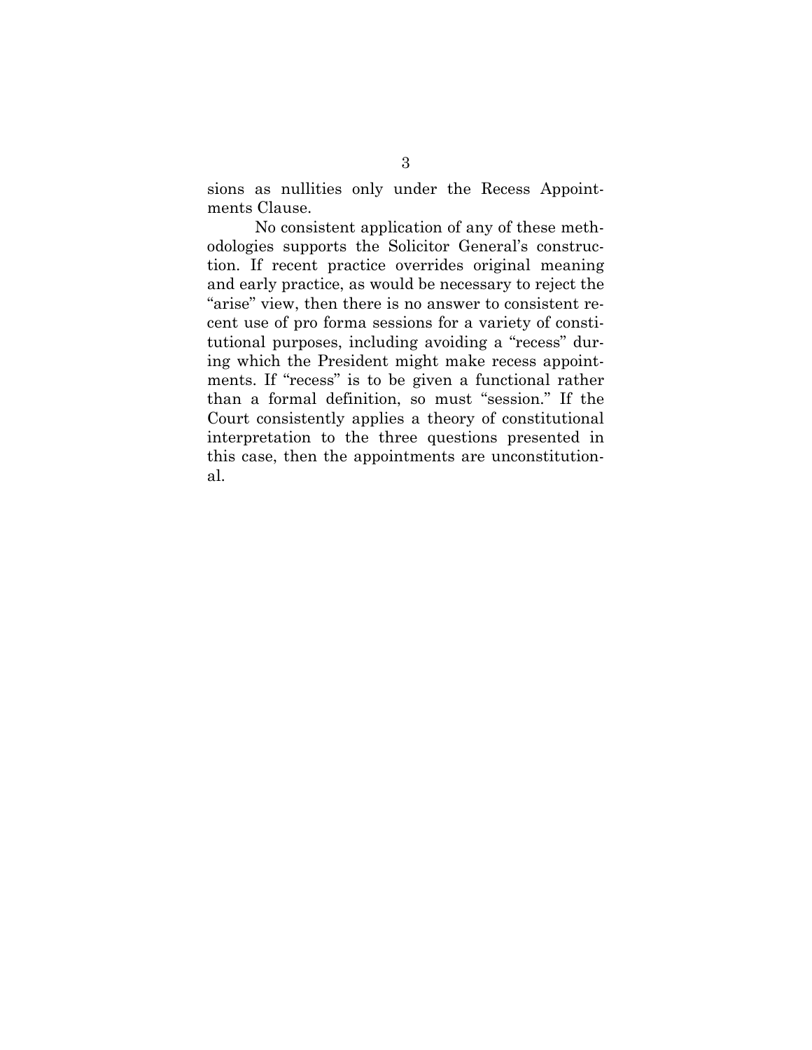sions as nullities only under the Recess Appointments Clause.

No consistent application of any of these methodologies supports the Solicitor General's construction. If recent practice overrides original meaning and early practice, as would be necessary to reject the "arise" view, then there is no answer to consistent recent use of pro forma sessions for a variety of constitutional purposes, including avoiding a "recess" during which the President might make recess appointments. If "recess" is to be given a functional rather than a formal definition, so must "session." If the Court consistently applies a theory of constitutional interpretation to the three questions presented in this case, then the appointments are unconstitutional.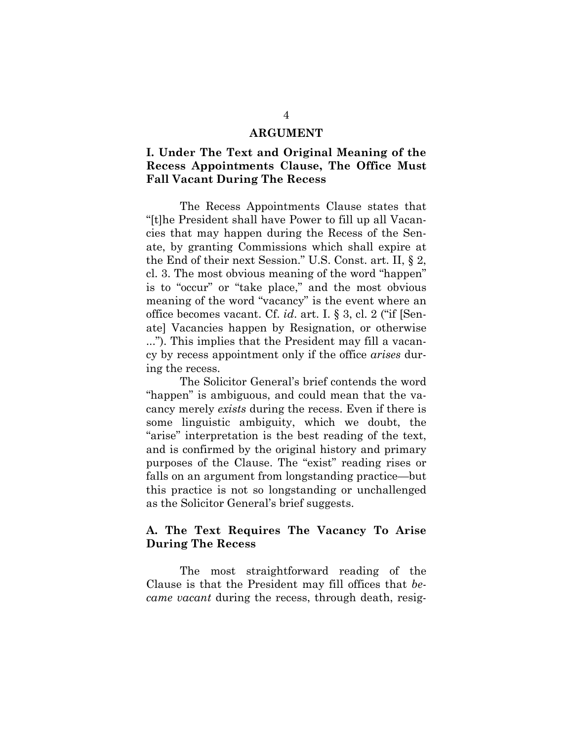## ARGUMENT

### I. Under The Text and Original Meaning of the Recess Appointments Clause, The Office Must Fall Vacant During The Recess

The Recess Appointments Clause states that "[t]he President shall have Power to fill up all Vacancies that may happen during the Recess of the Senate, by granting Commissions which shall expire at the End of their next Session." U.S. Const. art. II, § 2, cl. 3. The most obvious meaning of the word "happen" is to "occur" or "take place," and the most obvious meaning of the word "vacancy" is the event where an office becomes vacant. Cf. *id*. art. I. § 3, cl. 2 ("if [Senate] Vacancies happen by Resignation, or otherwise ..."). This implies that the President may fill a vacancy by recess appointment only if the office *arises* during the recess.

The Solicitor General's brief contends the word "happen" is ambiguous, and could mean that the vacancy merely *exists* during the recess. Even if there is some linguistic ambiguity, which we doubt, the "arise" interpretation is the best reading of the text, and is confirmed by the original history and primary purposes of the Clause. The "exist" reading rises or falls on an argument from longstanding practice—but this practice is not so longstanding or unchallenged as the Solicitor General's brief suggests.

#### A. The Text Requires The Vacancy To Arise During The Recess

The most straightforward reading of the Clause is that the President may fill offices that *became vacant* during the recess, through death, resig-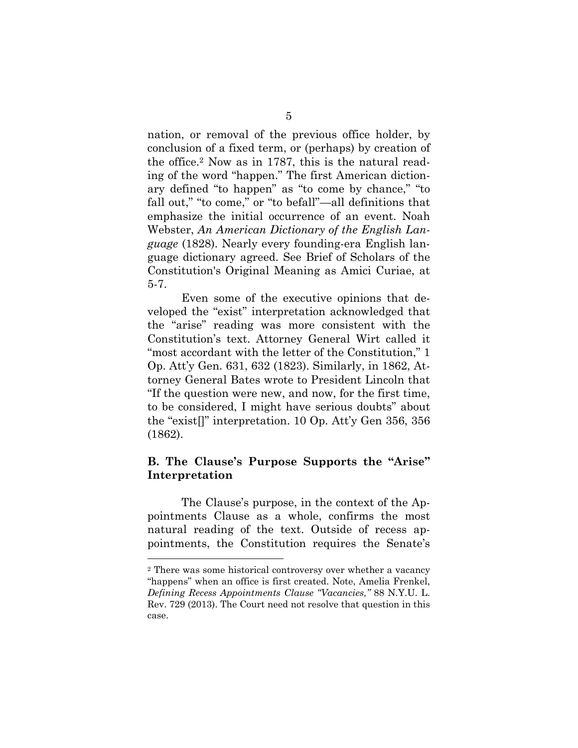nation, or removal of the previous office holder, by conclusion of a fixed term, or (perhaps) by creation of the office.[2] Now as in 1787, this is the natural reading of the word "happen." The first American dictionary defined "to happen" as "to come by chance," "to fall out," "to come," or "to befall"—all definitions that emphasize the initial occurrence of an event. Noah Webster, *An American Dictionary of the English Language* (1828). Nearly every founding-era English language dictionary agreed. See Brief of Scholars of the Constitution's Original Meaning as Amici Curiae, at 5-7.

Even some of the executive opinions that developed the "exist" interpretation acknowledged that the "arise" reading was more consistent with the Constitution's text. Attorney General Wirt called it "most accordant with the letter of the Constitution," 1 Op. Att'y Gen. 631, 632 (1823). Similarly, in 1862, Attorney General Bates wrote to President Lincoln that "If the question were new, and now, for the first time, to be considered, I might have serious doubts" about the "exist[]" interpretation. 10 Op. Att'y Gen 356, 356 (1862).

### B. The Clause's Purpose Supports the "Arise" Interpretation

The Clause's purpose, in the context of the Appointments Clause as a whole, confirms the most natural reading of the text. Outside of recess appointments, the Constitution requires the Senate's

[2] There was some historical controversy over whether a vacancy "happens" when an office is first created. Note, Amelia Frenkel, *Defining Recess Appointments Clause "Vacancies,"* 88 N.Y.U. L. Rev. 729 (2013). The Court need not resolve that question in this case.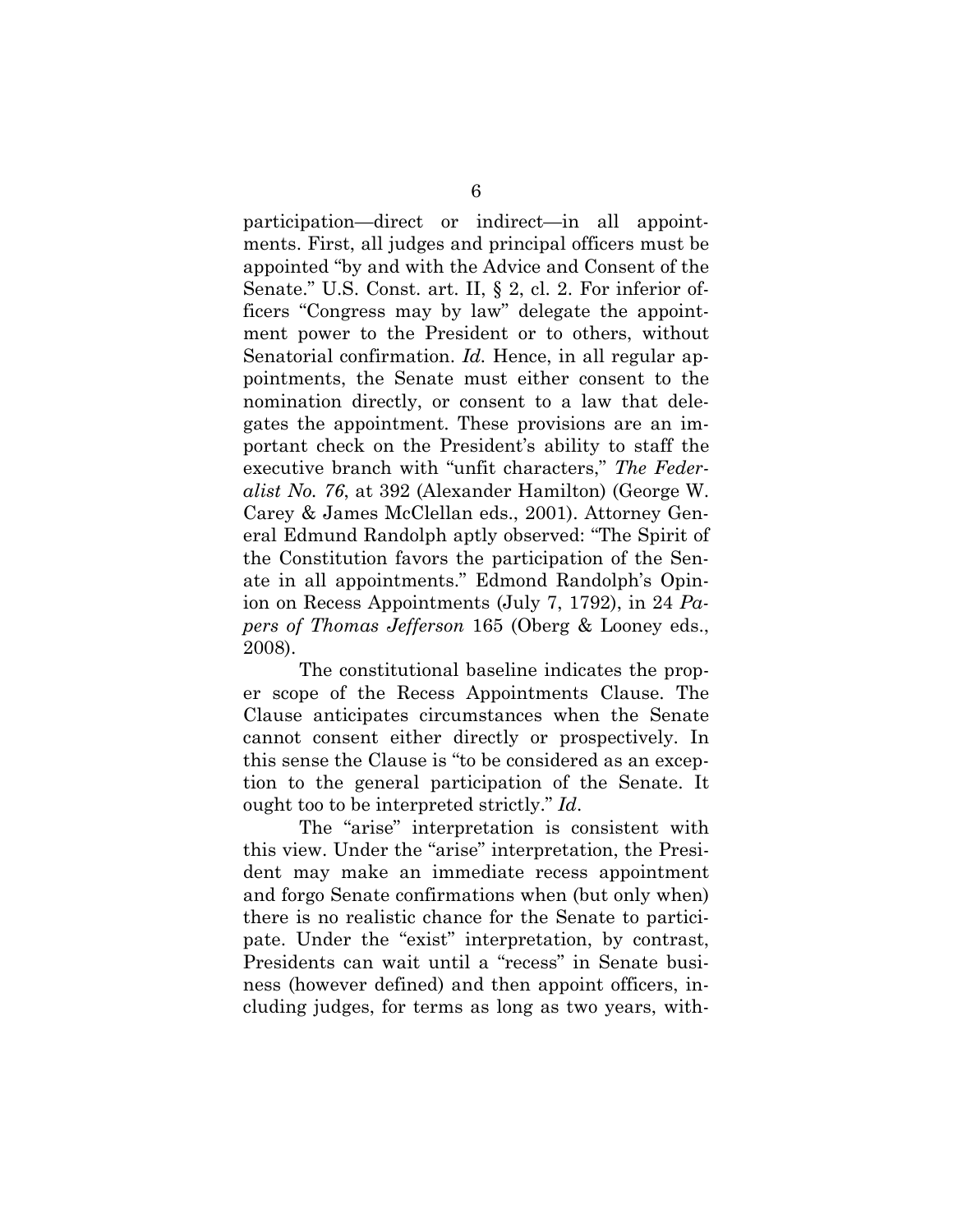participation—direct or indirect—in all appointments. First, all judges and principal officers must be appointed "by and with the Advice and Consent of the Senate." U.S. Const. art. II, § 2, cl. 2. For inferior officers "Congress may by law" delegate the appointment power to the President or to others, without Senatorial confirmation. *Id.* Hence, in all regular appointments, the Senate must either consent to the nomination directly, or consent to a law that delegates the appointment. These provisions are an important check on the President's ability to staff the executive branch with "unfit characters," *The Federalist No. 76*, at 392 (Alexander Hamilton) (George W. Carey & James McClellan eds., 2001). Attorney General Edmund Randolph aptly observed: "The Spirit of the Constitution favors the participation of the Senate in all appointments." Edmond Randolph's Opinion on Recess Appointments (July 7, 1792), in 24 *Papers of Thomas Jefferson* 165 (Oberg & Looney eds., 2008).

The constitutional baseline indicates the proper scope of the Recess Appointments Clause. The Clause anticipates circumstances when the Senate cannot consent either directly or prospectively. In this sense the Clause is "to be considered as an exception to the general participation of the Senate. It ought too to be interpreted strictly." *Id*.

The "arise" interpretation is consistent with this view. Under the "arise" interpretation, the President may make an immediate recess appointment and forgo Senate confirmations when (but only when) there is no realistic chance for the Senate to participate. Under the "exist" interpretation, by contrast, Presidents can wait until a "recess" in Senate business (however defined) and then appoint officers, including judges, for terms as long as two years, with-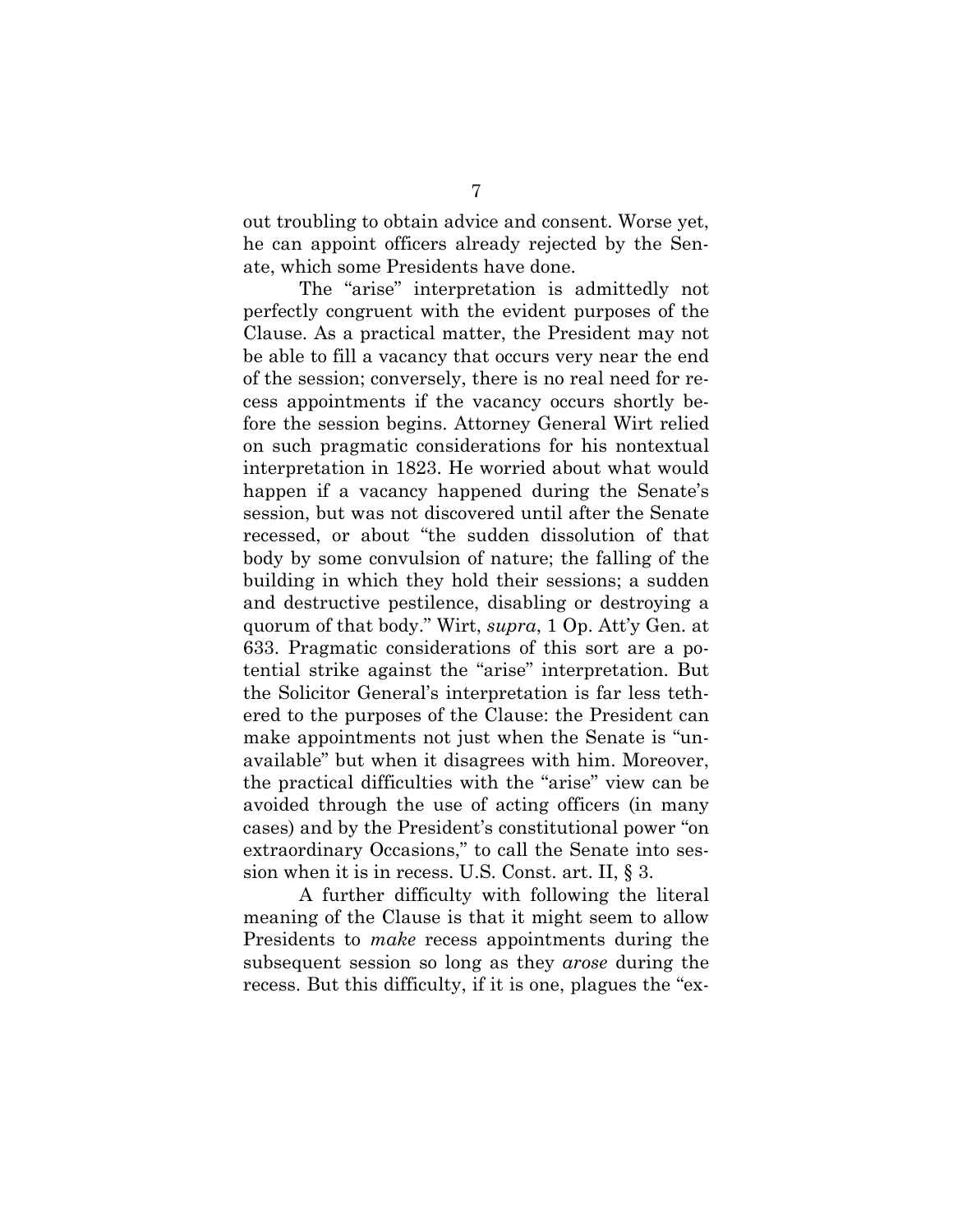out troubling to obtain advice and consent. Worse yet, he can appoint officers already rejected by the Senate, which some Presidents have done.

The "arise" interpretation is admittedly not perfectly congruent with the evident purposes of the Clause. As a practical matter, the President may not be able to fill a vacancy that occurs very near the end of the session; conversely, there is no real need for recess appointments if the vacancy occurs shortly before the session begins. Attorney General Wirt relied on such pragmatic considerations for his nontextual interpretation in 1823. He worried about what would happen if a vacancy happened during the Senate's session, but was not discovered until after the Senate recessed, or about "the sudden dissolution of that body by some convulsion of nature; the falling of the building in which they hold their sessions; a sudden and destructive pestilence, disabling or destroying a quorum of that body." Wirt, *supra*, 1 Op. Att'y Gen. at 633. Pragmatic considerations of this sort are a potential strike against the "arise" interpretation. But the Solicitor General's interpretation is far less tethered to the purposes of the Clause: the President can make appointments not just when the Senate is "unavailable" but when it disagrees with him. Moreover, the practical difficulties with the "arise" view can be avoided through the use of acting officers (in many cases) and by the President's constitutional power "on extraordinary Occasions," to call the Senate into session when it is in recess. U.S. Const. art. II, § 3.

A further difficulty with following the literal meaning of the Clause is that it might seem to allow Presidents to *make* recess appointments during the subsequent session so long as they *arose* during the recess. But this difficulty, if it is one, plagues the "ex-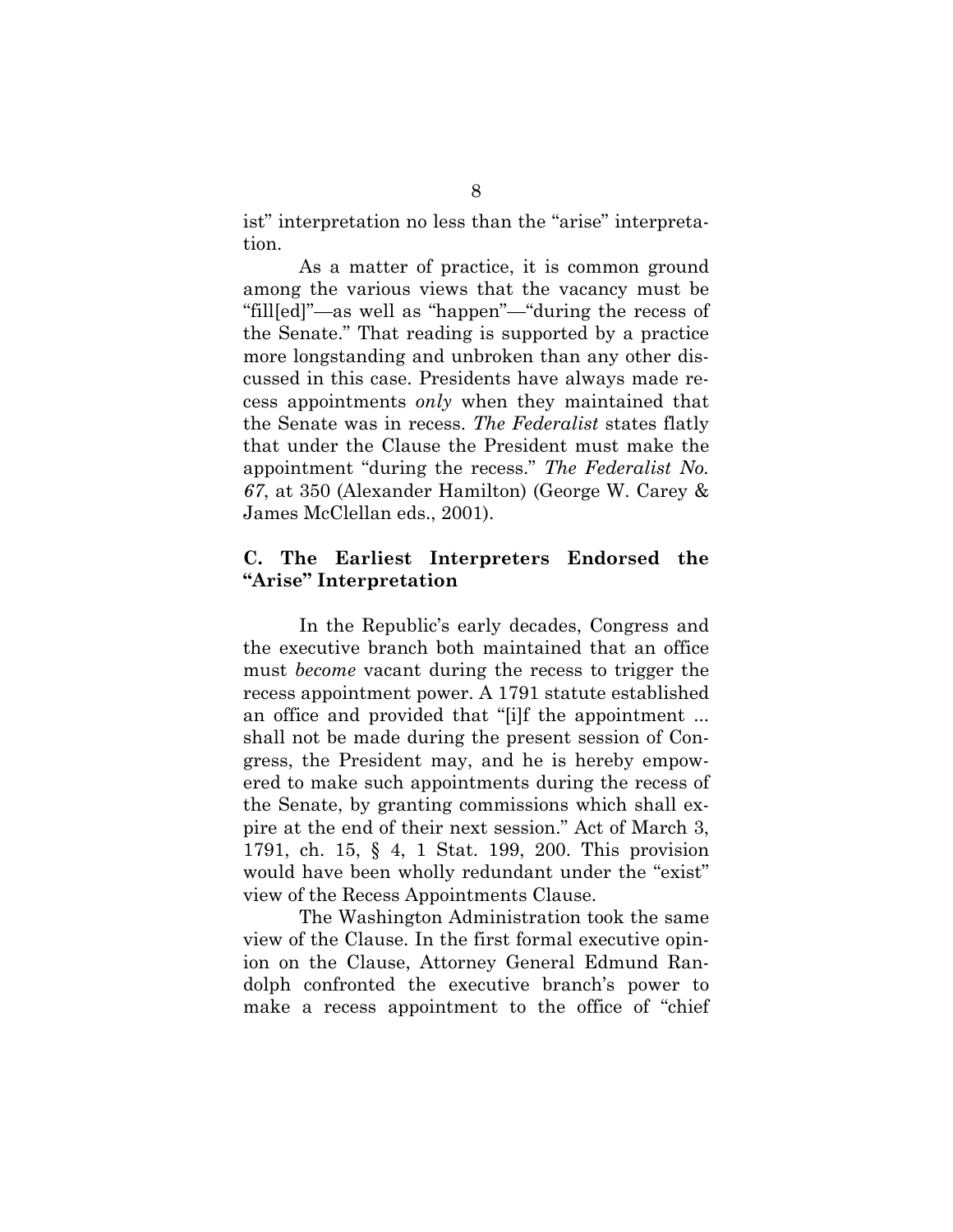ist" interpretation no less than the "arise" interpretation.

As a matter of practice, it is common ground among the various views that the vacancy must be "fill[ed]"—as well as "happen"—"during the recess of the Senate." That reading is supported by a practice more longstanding and unbroken than any other discussed in this case. Presidents have always made recess appointments *only* when they maintained that the Senate was in recess. *The Federalist* states flatly that under the Clause the President must make the appointment "during the recess." *The Federalist No. 67*, at 350 (Alexander Hamilton) (George W. Carey & James McClellan eds., 2001).

### C. The Earliest Interpreters Endorsed the "Arise" Interpretation

In the Republic's early decades, Congress and the executive branch both maintained that an office must *become* vacant during the recess to trigger the recess appointment power. A 1791 statute established an office and provided that "[i]f the appointment ... shall not be made during the present session of Congress, the President may, and he is hereby empowered to make such appointments during the recess of the Senate, by granting commissions which shall expire at the end of their next session." Act of March 3, 1791, ch. 15, § 4, 1 Stat. 199, 200. This provision would have been wholly redundant under the "exist" view of the Recess Appointments Clause.

The Washington Administration took the same view of the Clause. In the first formal executive opinion on the Clause, Attorney General Edmund Randolph confronted the executive branch's power to make a recess appointment to the office of "chief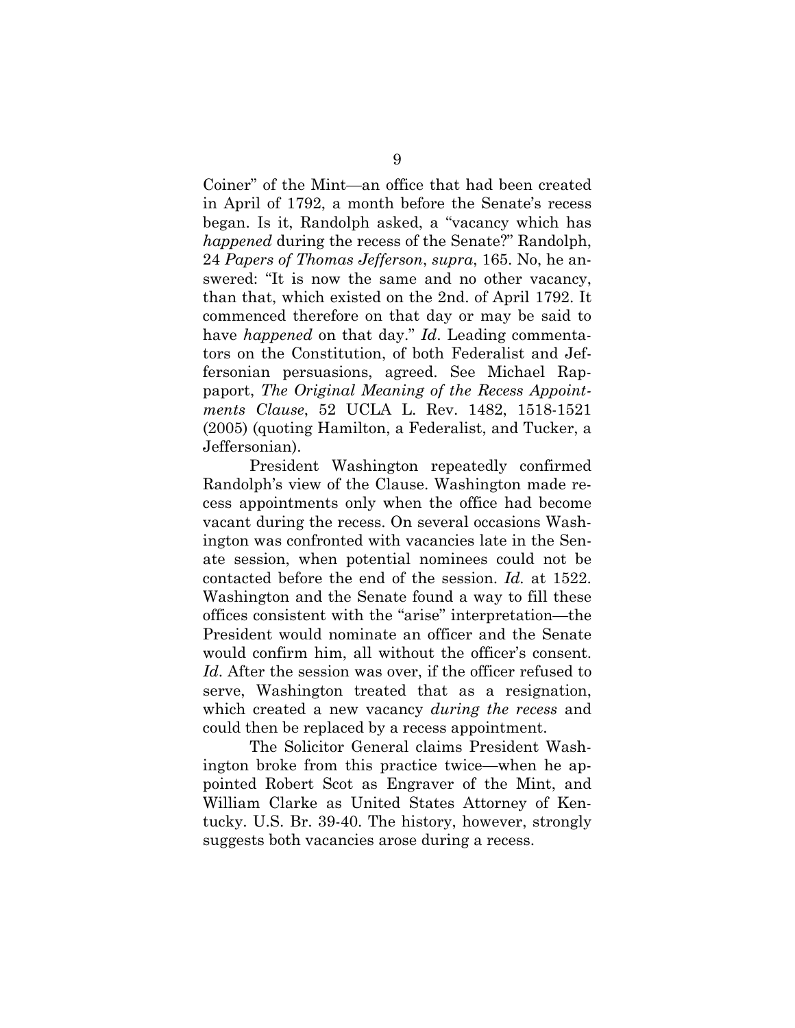Coiner" of the Mint—an office that had been created in April of 1792, a month before the Senate's recess began. Is it, Randolph asked, a "vacancy which has *happened* during the recess of the Senate?" Randolph, 24 *Papers of Thomas Jefferson*, *supra*, 165. No, he answered: "It is now the same and no other vacancy, than that, which existed on the 2nd. of April 1792. It commenced therefore on that day or may be said to have *happened* on that day." *Id*. Leading commentators on the Constitution, of both Federalist and Jeffersonian persuasions, agreed. See Michael Rappaport, *The Original Meaning of the Recess Appointments Clause*, 52 UCLA L. Rev. 1482, 1518-1521 (2005) (quoting Hamilton, a Federalist, and Tucker, a Jeffersonian).

President Washington repeatedly confirmed Randolph's view of the Clause. Washington made recess appointments only when the office had become vacant during the recess. On several occasions Washington was confronted with vacancies late in the Senate session, when potential nominees could not be contacted before the end of the session. *Id.* at 1522. Washington and the Senate found a way to fill these offices consistent with the "arise" interpretation—the President would nominate an officer and the Senate would confirm him, all without the officer's consent. *Id*. After the session was over, if the officer refused to serve, Washington treated that as a resignation, which created a new vacancy *during the recess* and could then be replaced by a recess appointment.

The Solicitor General claims President Washington broke from this practice twice—when he appointed Robert Scot as Engraver of the Mint, and William Clarke as United States Attorney of Kentucky. U.S. Br. 39-40. The history, however, strongly suggests both vacancies arose during a recess.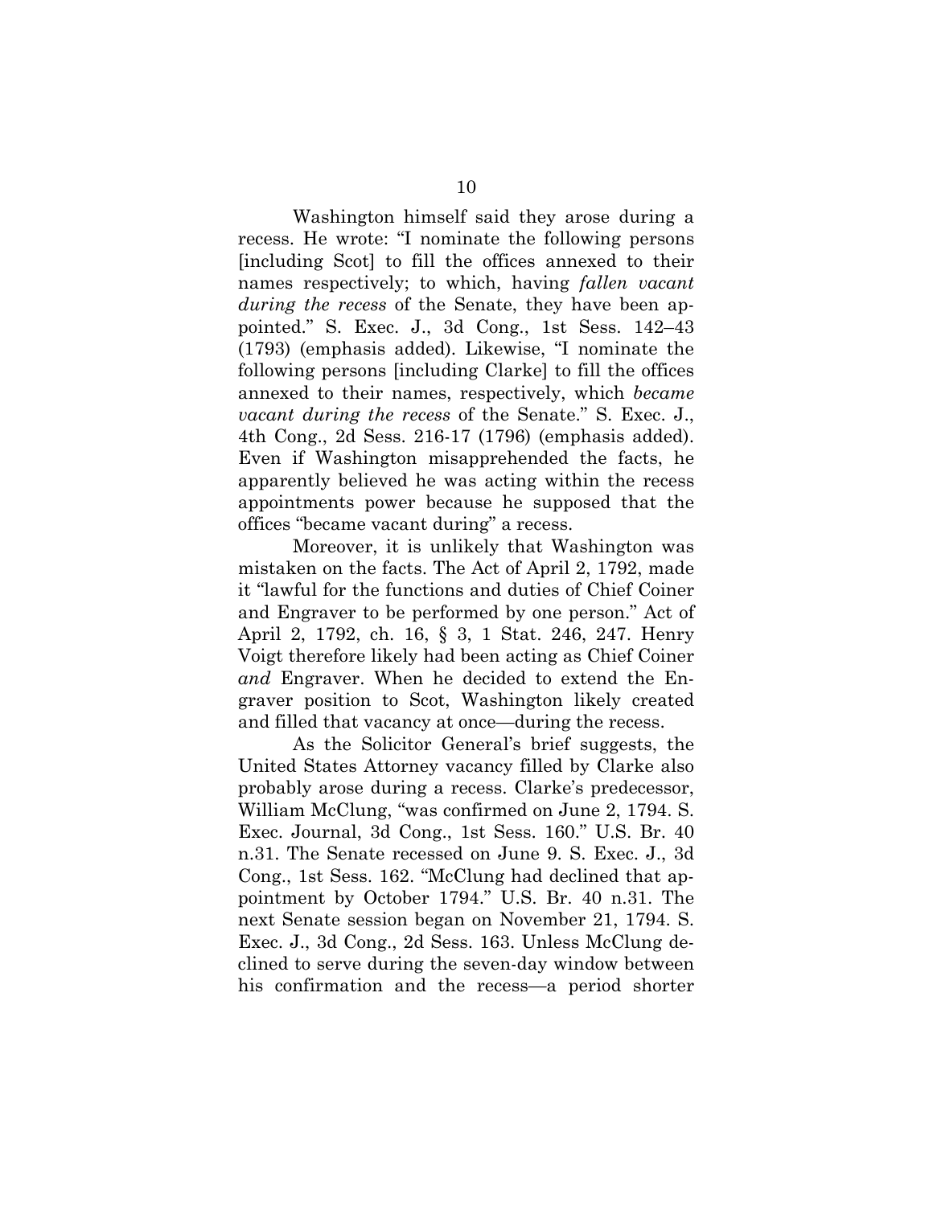Washington himself said they arose during a recess. He wrote: "I nominate the following persons [including Scot] to fill the offices annexed to their names respectively; to which, having *fallen vacant during the recess* of the Senate, they have been appointed." S. Exec. J., 3d Cong., 1st Sess. 142–43 (1793) (emphasis added). Likewise, "I nominate the following persons [including Clarke] to fill the offices annexed to their names, respectively, which *became vacant during the recess* of the Senate." S. Exec. J., 4th Cong., 2d Sess. 216-17 (1796) (emphasis added). Even if Washington misapprehended the facts, he apparently believed he was acting within the recess appointments power because he supposed that the offices "became vacant during" a recess.

Moreover, it is unlikely that Washington was mistaken on the facts. The Act of April 2, 1792, made it "lawful for the functions and duties of Chief Coiner and Engraver to be performed by one person." Act of April 2, 1792, ch. 16, § 3, 1 Stat. 246, 247. Henry Voigt therefore likely had been acting as Chief Coiner *and* Engraver. When he decided to extend the Engraver position to Scot, Washington likely created and filled that vacancy at once—during the recess.

As the Solicitor General's brief suggests, the United States Attorney vacancy filled by Clarke also probably arose during a recess. Clarke's predecessor, William McClung, "was confirmed on June 2, 1794. S. Exec. Journal, 3d Cong., 1st Sess. 160." U.S. Br. 40 n.31. The Senate recessed on June 9. S. Exec. J., 3d Cong., 1st Sess. 162. "McClung had declined that appointment by October 1794." U.S. Br. 40 n.31. The next Senate session began on November 21, 1794. S. Exec. J., 3d Cong., 2d Sess. 163. Unless McClung declined to serve during the seven-day window between his confirmation and the recess—a period shorter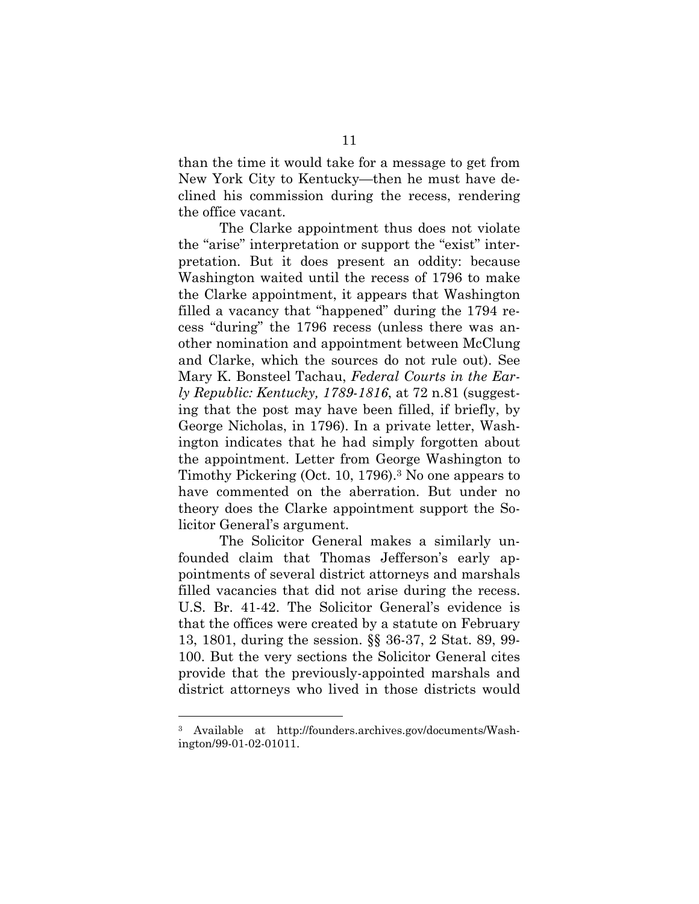than the time it would take for a message to get from New York City to Kentucky—then he must have declined his commission during the recess, rendering the office vacant.

The Clarke appointment thus does not violate the "arise" interpretation or support the "exist" interpretation. But it does present an oddity: because Washington waited until the recess of 1796 to make the Clarke appointment, it appears that Washington filled a vacancy that "happened" during the 1794 recess "during" the 1796 recess (unless there was another nomination and appointment between McClung and Clarke, which the sources do not rule out). See Mary K. Bonsteel Tachau, *Federal Courts in the Early Republic: Kentucky, 1789-1816*, at 72 n.81 (suggesting that the post may have been filled, if briefly, by George Nicholas, in 1796). In a private letter, Washington indicates that he had simply forgotten about the appointment. Letter from George Washington to Timothy Pickering (Oct. 10, 1796).[3] No one appears to have commented on the aberration. But under no theory does the Clarke appointment support the Solicitor General's argument.

The Solicitor General makes a similarly unfounded claim that Thomas Jefferson's early appointments of several district attorneys and marshals filled vacancies that did not arise during the recess. U.S. Br. 41-42. The Solicitor General's evidence is that the offices were created by a statute on February 13, 1801, during the session. §§ 36-37, 2 Stat. 89, 99-100. But the very sections the Solicitor General cites provide that the previously-appointed marshals and district attorneys who lived in those districts would

---

[3] Available at http://founders.archives.gov/documents/Washington/99-01-02-01011.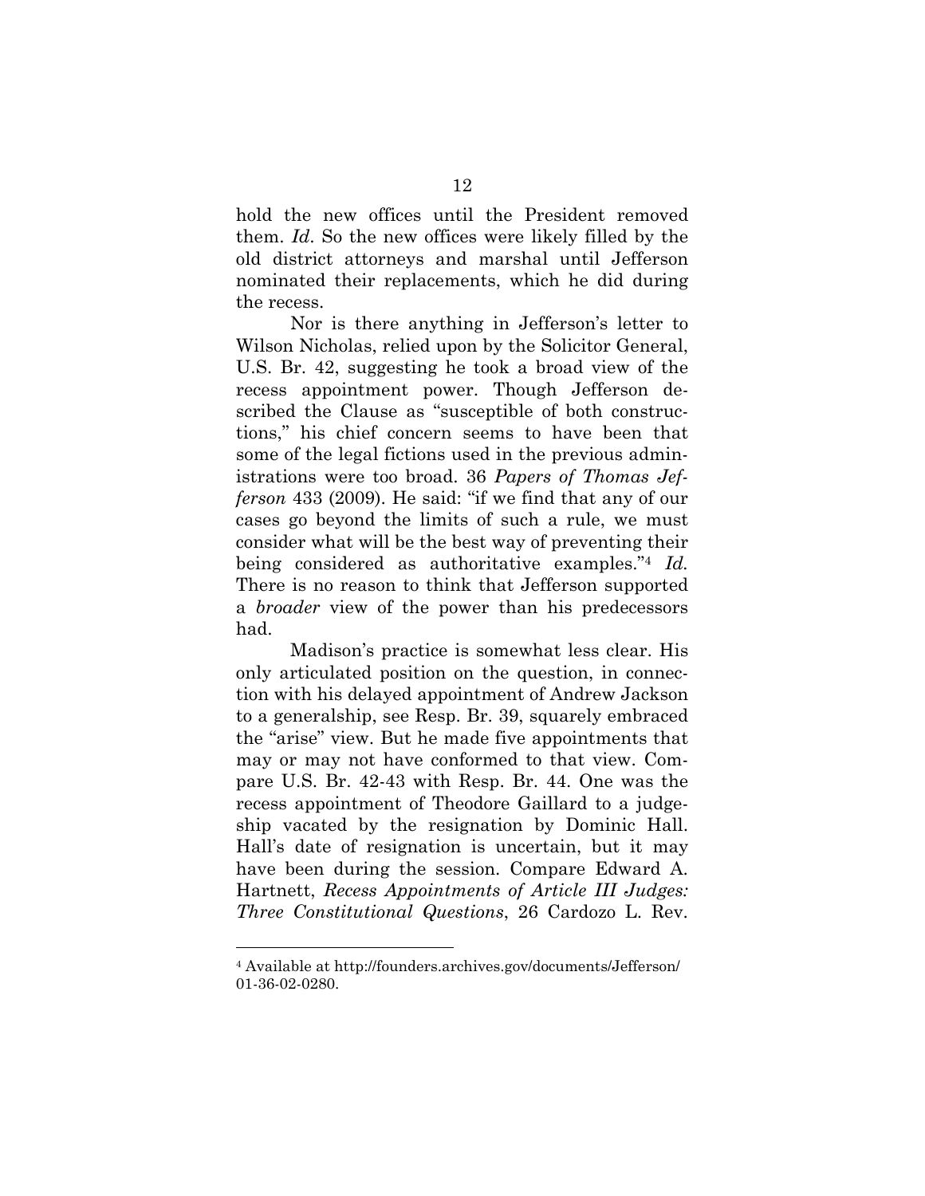hold the new offices until the President removed them. *Id*. So the new offices were likely filled by the old district attorneys and marshal until Jefferson nominated their replacements, which he did during the recess.

Nor is there anything in Jefferson's letter to Wilson Nicholas, relied upon by the Solicitor General, U.S. Br. 42, suggesting he took a broad view of the recess appointment power. Though Jefferson described the Clause as "susceptible of both constructions," his chief concern seems to have been that some of the legal fictions used in the previous administrations were too broad. 36 *Papers of Thomas Jefferson* 433 (2009). He said: "if we find that any of our cases go beyond the limits of such a rule, we must consider what will be the best way of preventing their being considered as authoritative examples."[4] *Id.* There is no reason to think that Jefferson supported a *broader* view of the power than his predecessors had.

Madison's practice is somewhat less clear. His only articulated position on the question, in connection with his delayed appointment of Andrew Jackson to a generalship, see Resp. Br. 39, squarely embraced the "arise" view. But he made five appointments that may or may not have conformed to that view. Compare U.S. Br. 42-43 with Resp. Br. 44. One was the recess appointment of Theodore Gaillard to a judgeship vacated by the resignation by Dominic Hall. Hall's date of resignation is uncertain, but it may have been during the session. Compare Edward A. Hartnett, *Recess Appointments of Article III Judges: Three Constitutional Questions*, 26 Cardozo L. Rev.

---

[4] Available at http://founders.archives.gov/documents/Jefferson/01-36-02-0280.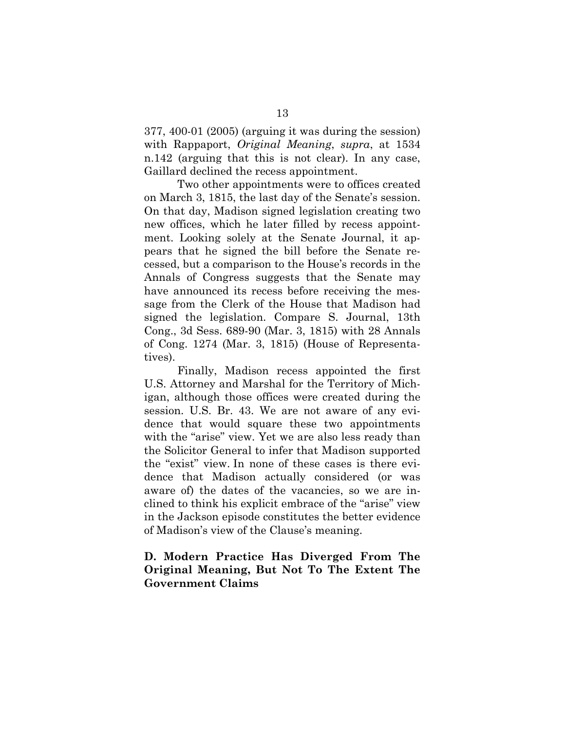377, 400-01 (2005) (arguing it was during the session) with Rappaport, *Original Meaning*, *supra*, at 1534 n.142 (arguing that this is not clear). In any case, Gaillard declined the recess appointment.

Two other appointments were to offices created on March 3, 1815, the last day of the Senate's session. On that day, Madison signed legislation creating two new offices, which he later filled by recess appointment. Looking solely at the Senate Journal, it appears that he signed the bill before the Senate recessed, but a comparison to the House's records in the Annals of Congress suggests that the Senate may have announced its recess before receiving the message from the Clerk of the House that Madison had signed the legislation. Compare S. Journal, 13th Cong., 3d Sess. 689-90 (Mar. 3, 1815) with 28 Annals of Cong. 1274 (Mar. 3, 1815) (House of Representatives).

Finally, Madison recess appointed the first U.S. Attorney and Marshal for the Territory of Michigan, although those offices were created during the session. U.S. Br. 43. We are not aware of any evidence that would square these two appointments with the "arise" view. Yet we are also less ready than the Solicitor General to infer that Madison supported the "exist" view. In none of these cases is there evidence that Madison actually considered (or was aware of) the dates of the vacancies, so we are inclined to think his explicit embrace of the "arise" view in the Jackson episode constitutes the better evidence of Madison's view of the Clause's meaning.

### D. Modern Practice Has Diverged From The Original Meaning, But Not To The Extent The Government Claims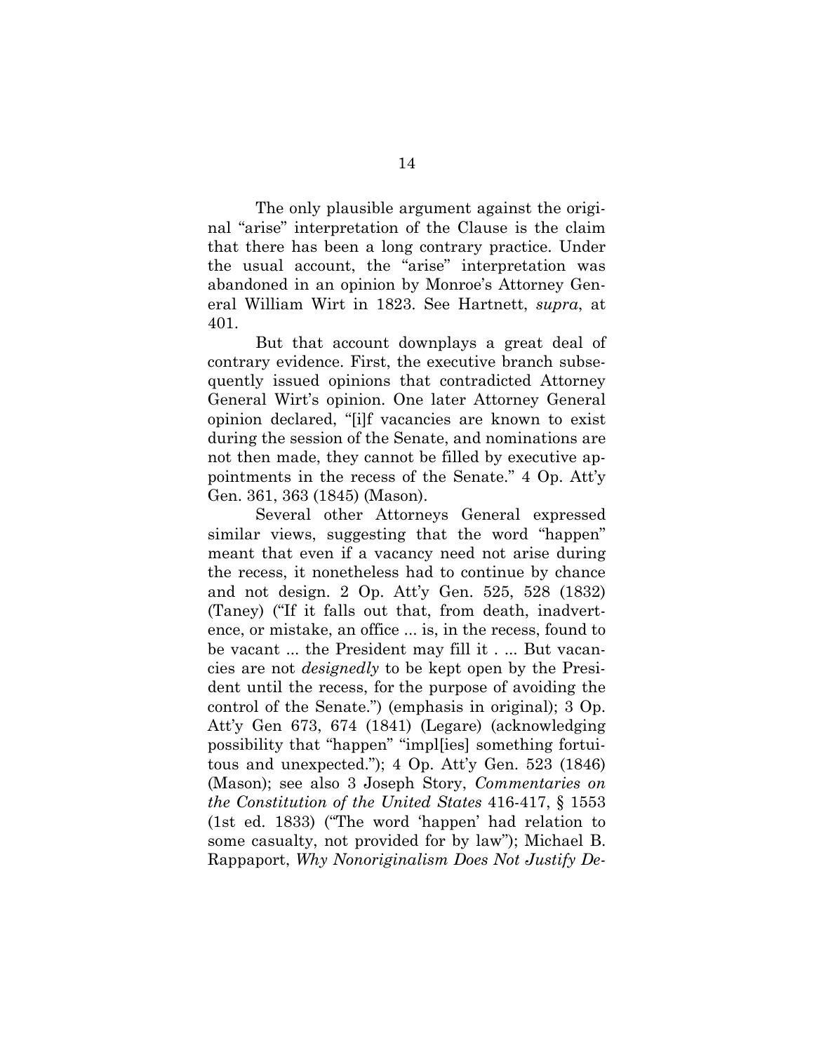The only plausible argument against the original "arise" interpretation of the Clause is the claim that there has been a long contrary practice. Under the usual account, the "arise" interpretation was abandoned in an opinion by Monroe's Attorney General William Wirt in 1823. See Hartnett, *supra*, at 401.

But that account downplays a great deal of contrary evidence. First, the executive branch subsequently issued opinions that contradicted Attorney General Wirt's opinion. One later Attorney General opinion declared, "[i]f vacancies are known to exist during the session of the Senate, and nominations are not then made, they cannot be filled by executive appointments in the recess of the Senate." 4 Op. Att'y Gen. 361, 363 (1845) (Mason).

Several other Attorneys General expressed similar views, suggesting that the word "happen" meant that even if a vacancy need not arise during the recess, it nonetheless had to continue by chance and not design. 2 Op. Att'y Gen. 525, 528 (1832) (Taney) ("If it falls out that, from death, inadvertence, or mistake, an office ... is, in the recess, found to be vacant ... the President may fill it . ... But vacancies are not *designedly* to be kept open by the President until the recess, for the purpose of avoiding the control of the Senate.") (emphasis in original); 3 Op. Att'y Gen 673, 674 (1841) (Legare) (acknowledging possibility that "happen" "impl[ies] something fortuitous and unexpected."); 4 Op. Att'y Gen. 523 (1846) (Mason); see also 3 Joseph Story, *Commentaries on the Constitution of the United States* 416-417, § 1553 (1st ed. 1833) ("The word 'happen' had relation to some casualty, not provided for by law"); Michael B. Rappaport, *Why Nonoriginalism Does Not Justify De-*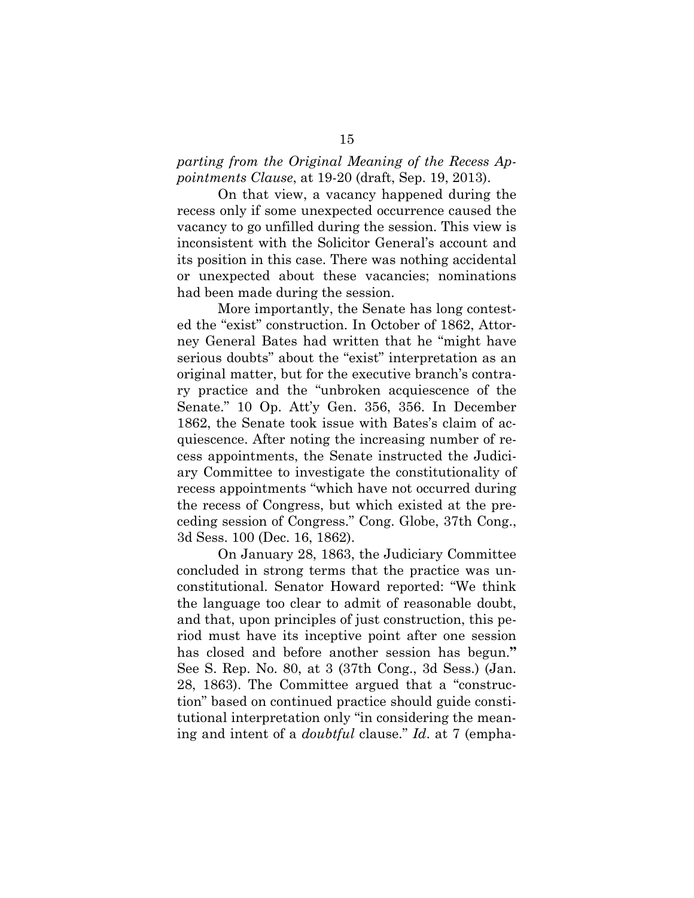*parting from the Original Meaning of the Recess Appointments Clause*, at 19-20 (draft, Sep. 19, 2013).

On that view, a vacancy happened during the recess only if some unexpected occurrence caused the vacancy to go unfilled during the session. This view is inconsistent with the Solicitor General's account and its position in this case. There was nothing accidental or unexpected about these vacancies; nominations had been made during the session.

More importantly, the Senate has long contested the "exist" construction. In October of 1862, Attorney General Bates had written that he "might have serious doubts" about the "exist" interpretation as an original matter, but for the executive branch's contrary practice and the "unbroken acquiescence of the Senate." 10 Op. Att'y Gen. 356, 356. In December 1862, the Senate took issue with Bates's claim of acquiescence. After noting the increasing number of recess appointments, the Senate instructed the Judiciary Committee to investigate the constitutionality of recess appointments "which have not occurred during the recess of Congress, but which existed at the preceding session of Congress." Cong. Globe, 37th Cong., 3d Sess. 100 (Dec. 16, 1862).

On January 28, 1863, the Judiciary Committee concluded in strong terms that the practice was unconstitutional. Senator Howard reported: "We think the language too clear to admit of reasonable doubt, and that, upon principles of just construction, this period must have its inceptive point after one session has closed and before another session has begun." See S. Rep. No. 80, at 3 (37th Cong., 3d Sess.) (Jan. 28, 1863). The Committee argued that a "construction" based on continued practice should guide constitutional interpretation only "in considering the meaning and intent of a *doubtful* clause." *Id*. at 7 (empha-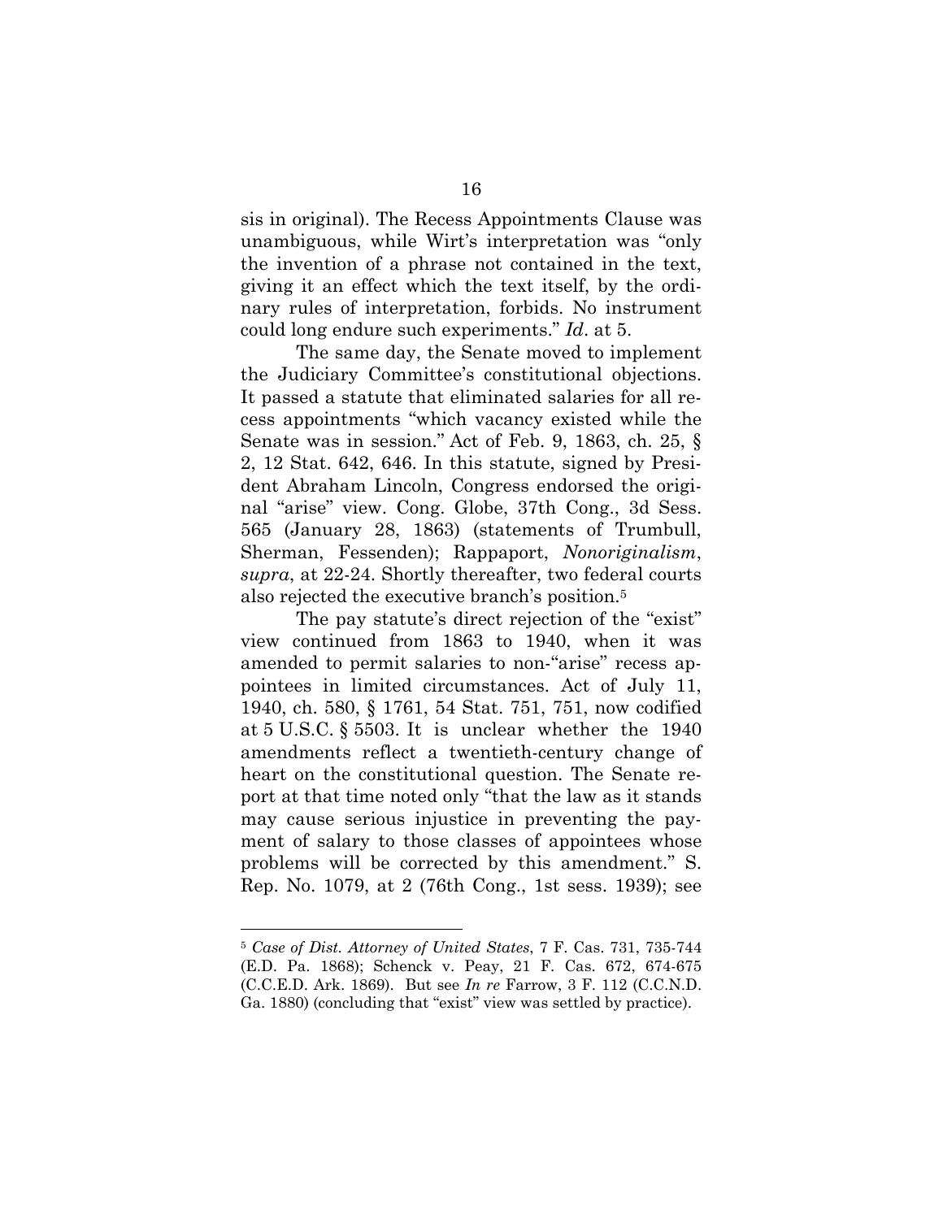sis in original). The Recess Appointments Clause was unambiguous, while Wirt's interpretation was "only the invention of a phrase not contained in the text, giving it an effect which the text itself, by the ordinary rules of interpretation, forbids. No instrument could long endure such experiments." *Id*. at 5.

The same day, the Senate moved to implement the Judiciary Committee's constitutional objections. It passed a statute that eliminated salaries for all recess appointments "which vacancy existed while the Senate was in session." Act of Feb. 9, 1863, ch. 25, § 2, 12 Stat. 642, 646. In this statute, signed by President Abraham Lincoln, Congress endorsed the original "arise" view. Cong. Globe, 37th Cong., 3d Sess. 565 (January 28, 1863) (statements of Trumbull, Sherman, Fessenden); Rappaport, *Nonoriginalism*, *supra*, at 22-24. Shortly thereafter, two federal courts also rejected the executive branch's position.[5]

The pay statute's direct rejection of the "exist" view continued from 1863 to 1940, when it was amended to permit salaries to non-"arise" recess appointees in limited circumstances. Act of July 11, 1940, ch. 580, § 1761, 54 Stat. 751, 751, now codified at 5 U.S.C. § 5503. It is unclear whether the 1940 amendments reflect a twentieth-century change of heart on the constitutional question. The Senate report at that time noted only "that the law as it stands may cause serious injustice in preventing the payment of salary to those classes of appointees whose problems will be corrected by this amendment." S. Rep. No. 1079, at 2 (76th Cong., 1st sess. 1939); see

---

[5] *Case of Dist. Attorney of United States*, 7 F. Cas. 731, 735-744 (E.D. Pa. 1868); Schenck v. Peay, 21 F. Cas. 672, 674-675 (C.C.E.D. Ark. 1869). But see *In re* Farrow, 3 F. 112 (C.C.N.D. Ga. 1880) (concluding that "exist" view was settled by practice).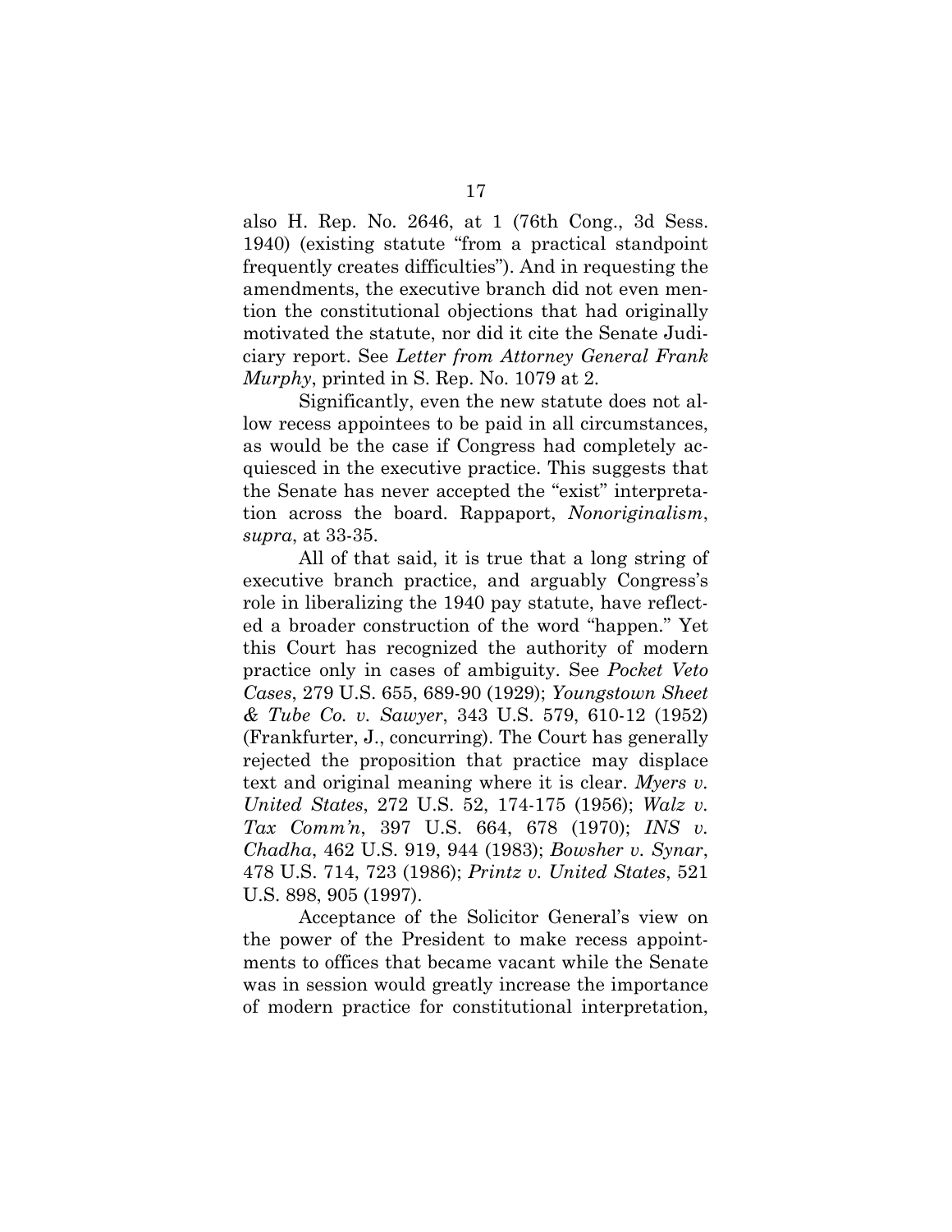also H. Rep. No. 2646, at 1 (76th Cong., 3d Sess. 1940) (existing statute "from a practical standpoint frequently creates difficulties"). And in requesting the amendments, the executive branch did not even mention the constitutional objections that had originally motivated the statute, nor did it cite the Senate Judiciary report. See *Letter from Attorney General Frank Murphy*, printed in S. Rep. No. 1079 at 2.

Significantly, even the new statute does not allow recess appointees to be paid in all circumstances, as would be the case if Congress had completely acquiesced in the executive practice. This suggests that the Senate has never accepted the "exist" interpretation across the board. Rappaport, *Nonoriginalism*, *supra*, at 33-35.

All of that said, it is true that a long string of executive branch practice, and arguably Congress's role in liberalizing the 1940 pay statute, have reflected a broader construction of the word "happen." Yet this Court has recognized the authority of modern practice only in cases of ambiguity. See *Pocket Veto Cases*, 279 U.S. 655, 689-90 (1929); *Youngstown Sheet & Tube Co. v. Sawyer*, 343 U.S. 579, 610-12 (1952) (Frankfurter, J., concurring). The Court has generally rejected the proposition that practice may displace text and original meaning where it is clear. *Myers v. United States*, 272 U.S. 52, 174-175 (1956); *Walz v. Tax Comm'n*, 397 U.S. 664, 678 (1970); *INS v. Chadha*, 462 U.S. 919, 944 (1983); *Bowsher v. Synar*, 478 U.S. 714, 723 (1986); *Printz v. United States*, 521 U.S. 898, 905 (1997).

Acceptance of the Solicitor General's view on the power of the President to make recess appointments to offices that became vacant while the Senate was in session would greatly increase the importance of modern practice for constitutional interpretation,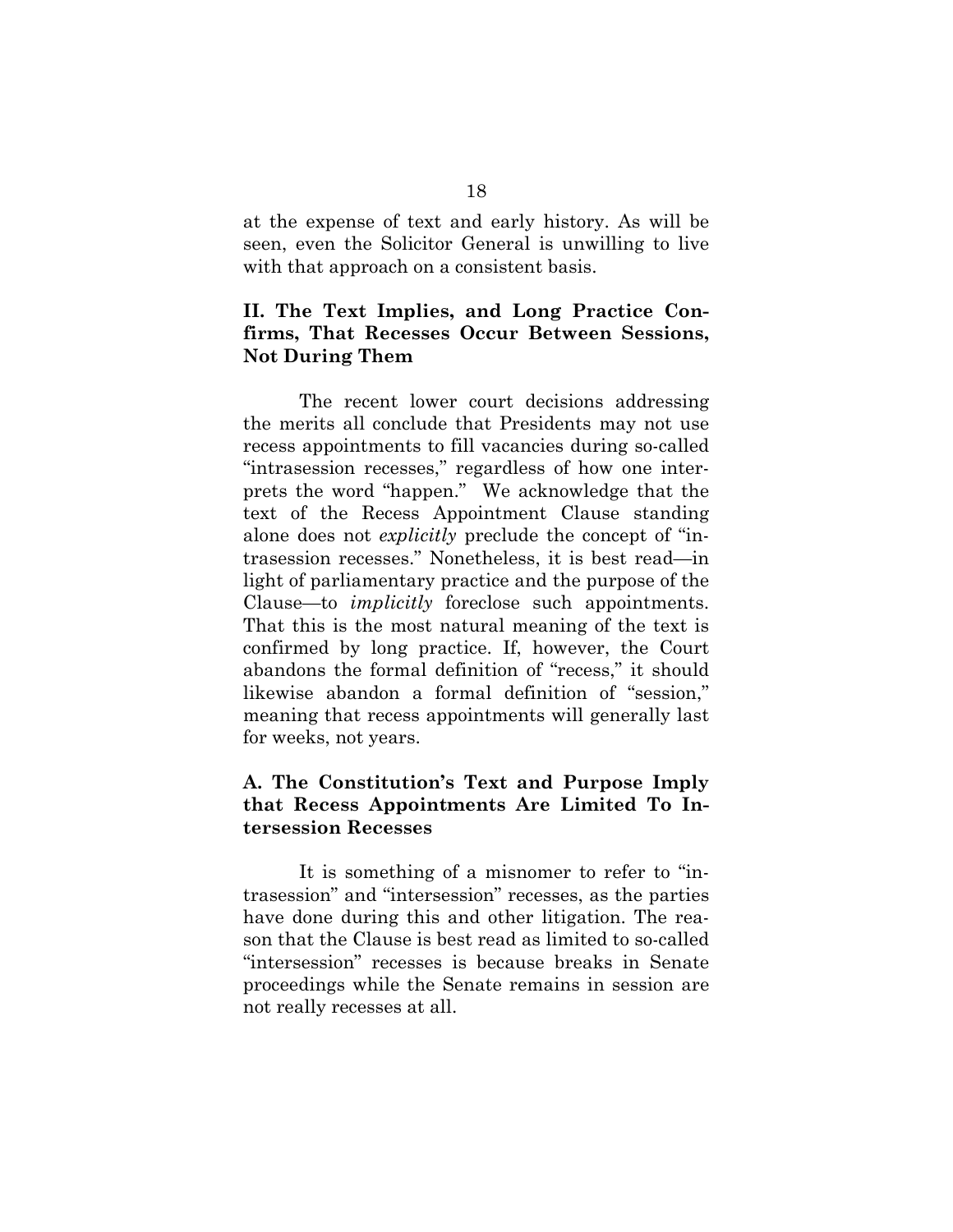at the expense of text and early history. As will be seen, even the Solicitor General is unwilling to live with that approach on a consistent basis.

## II. The Text Implies, and Long Practice Confirms, That Recesses Occur Between Sessions, Not During Them

The recent lower court decisions addressing the merits all conclude that Presidents may not use recess appointments to fill vacancies during so-called "intrasession recesses," regardless of how one interprets the word "happen." We acknowledge that the text of the Recess Appointment Clause standing alone does not *explicitly* preclude the concept of "intrasession recesses." Nonetheless, it is best read—in light of parliamentary practice and the purpose of the Clause—to *implicitly* foreclose such appointments. That this is the most natural meaning of the text is confirmed by long practice. If, however, the Court abandons the formal definition of "recess," it should likewise abandon a formal definition of "session," meaning that recess appointments will generally last for weeks, not years.

### A. The Constitution's Text and Purpose Imply that Recess Appointments Are Limited To Intersession Recesses

It is something of a misnomer to refer to "intrasession" and "intersession" recesses, as the parties have done during this and other litigation. The reason that the Clause is best read as limited to so-called "intersession" recesses is because breaks in Senate proceedings while the Senate remains in session are not really recesses at all.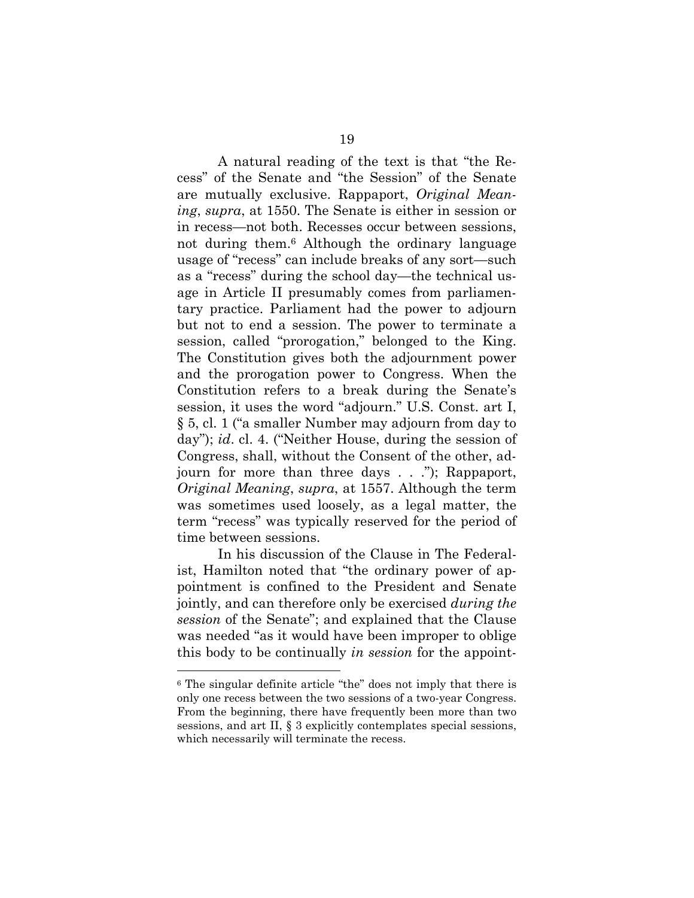A natural reading of the text is that "the Recess" of the Senate and "the Session" of the Senate are mutually exclusive. Rappaport, *Original Meaning*, *supra*, at 1550. The Senate is either in session or in recess—not both. Recesses occur between sessions, not during them.[6] Although the ordinary language usage of "recess" can include breaks of any sort—such as a "recess" during the school day—the technical usage in Article II presumably comes from parliamentary practice. Parliament had the power to adjourn but not to end a session. The power to terminate a session, called "prorogation," belonged to the King. The Constitution gives both the adjournment power and the prorogation power to Congress. When the Constitution refers to a break during the Senate's session, it uses the word "adjourn." U.S. Const. art I, § 5, cl. 1 ("a smaller Number may adjourn from day to day"); *id*. cl. 4. ("Neither House, during the session of Congress, shall, without the Consent of the other, adjourn for more than three days . . ."); Rappaport, *Original Meaning*, *supra*, at 1557. Although the term was sometimes used loosely, as a legal matter, the term "recess" was typically reserved for the period of time between sessions.

In his discussion of the Clause in The Federalist, Hamilton noted that "the ordinary power of appointment is confined to the President and Senate jointly, and can therefore only be exercised *during the session* of the Senate"; and explained that the Clause was needed "as it would have been improper to oblige this body to be continually *in session* for the appoint-

---

[6] The singular definite article "the" does not imply that there is only one recess between the two sessions of a two-year Congress. From the beginning, there have frequently been more than two sessions, and art II, § 3 explicitly contemplates special sessions, which necessarily will terminate the recess.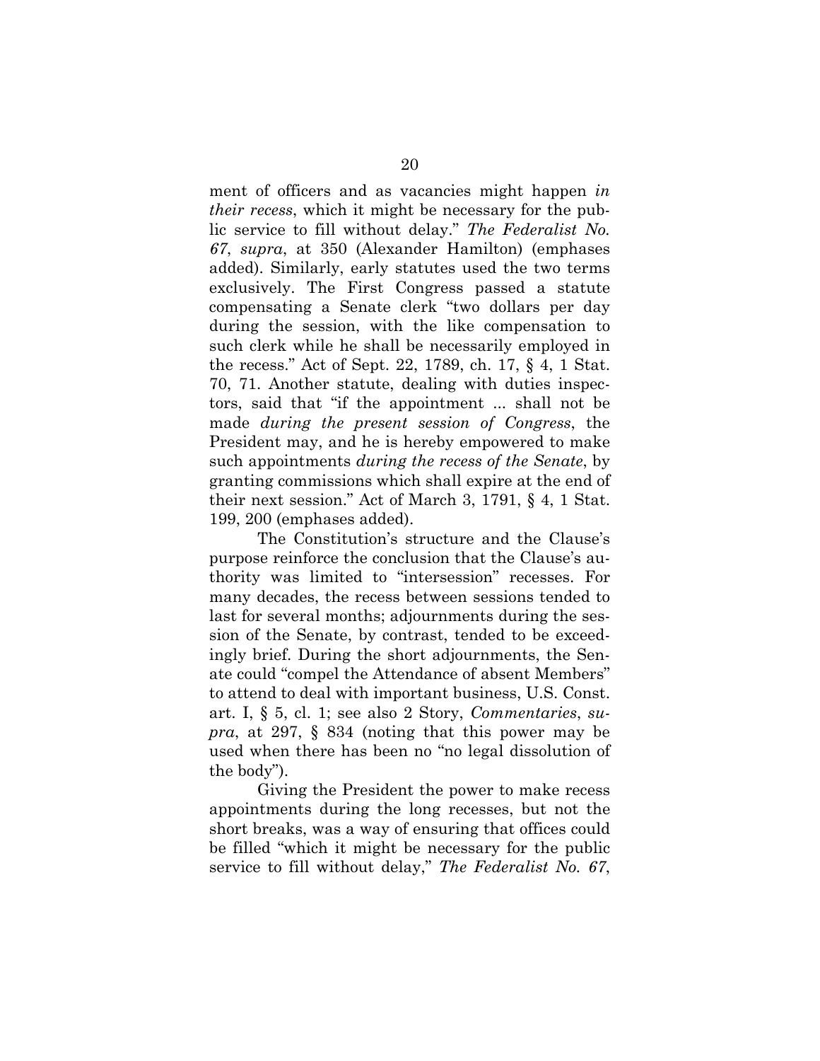ment of officers and as vacancies might happen *in their recess*, which it might be necessary for the public service to fill without delay." *The Federalist No. 67*, *supra*, at 350 (Alexander Hamilton) (emphases added). Similarly, early statutes used the two terms exclusively. The First Congress passed a statute compensating a Senate clerk "two dollars per day during the session, with the like compensation to such clerk while he shall be necessarily employed in the recess." Act of Sept. 22, 1789, ch. 17, § 4, 1 Stat. 70, 71. Another statute, dealing with duties inspectors, said that "if the appointment ... shall not be made *during the present session of Congress*, the President may, and he is hereby empowered to make such appointments *during the recess of the Senate*, by granting commissions which shall expire at the end of their next session." Act of March 3, 1791, § 4, 1 Stat. 199, 200 (emphases added).

The Constitution's structure and the Clause's purpose reinforce the conclusion that the Clause's authority was limited to "intersession" recesses. For many decades, the recess between sessions tended to last for several months; adjournments during the session of the Senate, by contrast, tended to be exceedingly brief. During the short adjournments, the Senate could "compel the Attendance of absent Members" to attend to deal with important business, U.S. Const. art. I, § 5, cl. 1; see also 2 Story, *Commentaries*, *supra*, at 297, § 834 (noting that this power may be used when there has been no "no legal dissolution of the body").

Giving the President the power to make recess appointments during the long recesses, but not the short breaks, was a way of ensuring that offices could be filled "which it might be necessary for the public service to fill without delay," *The Federalist No. 67*,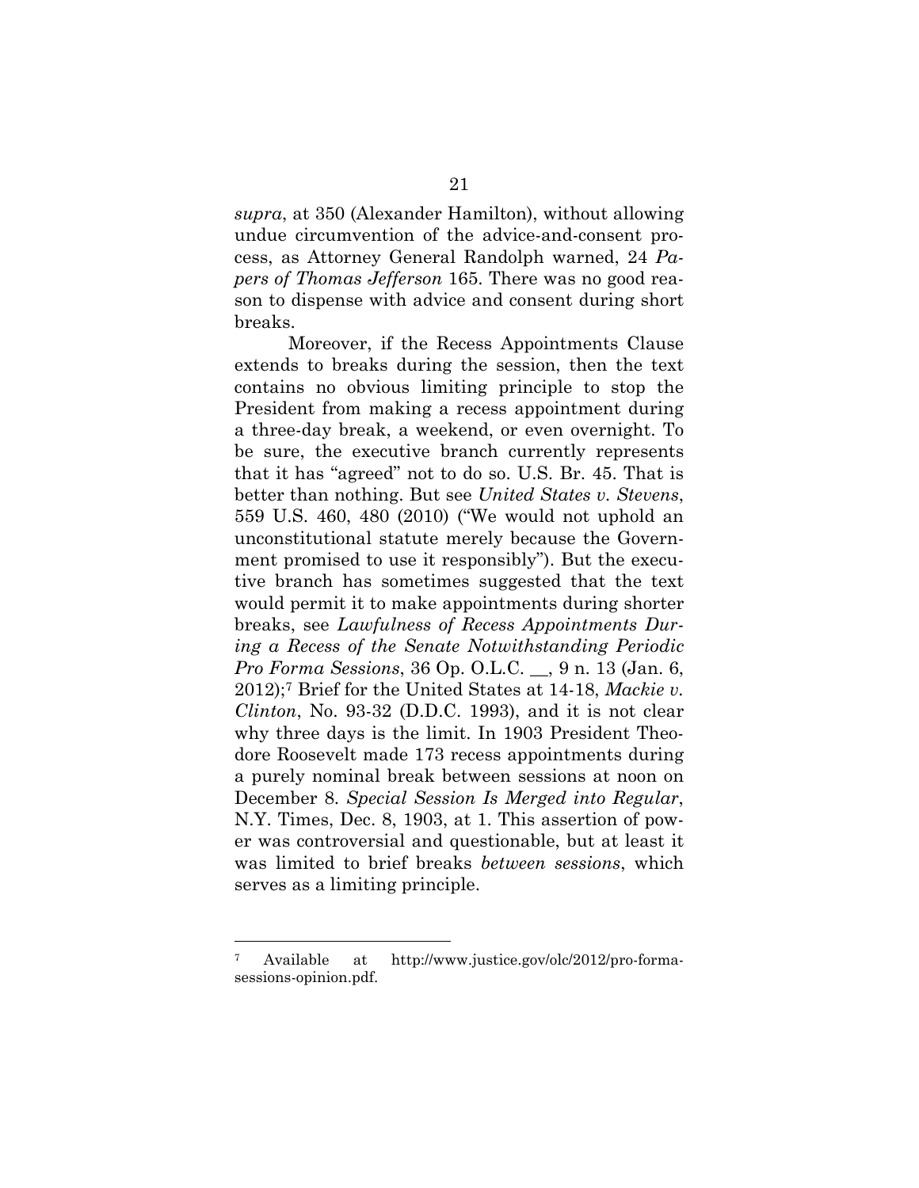*supra*, at 350 (Alexander Hamilton), without allowing undue circumvention of the advice-and-consent process, as Attorney General Randolph warned, 24 *Papers of Thomas Jefferson* 165. There was no good reason to dispense with advice and consent during short breaks.

Moreover, if the Recess Appointments Clause extends to breaks during the session, then the text contains no obvious limiting principle to stop the President from making a recess appointment during a three-day break, a weekend, or even overnight. To be sure, the executive branch currently represents that it has "agreed" not to do so. U.S. Br. 45. That is better than nothing. But see *United States v. Stevens*, 559 U.S. 460, 480 (2010) ("We would not uphold an unconstitutional statute merely because the Government promised to use it responsibly"). But the executive branch has sometimes suggested that the text would permit it to make appointments during shorter breaks, see *Lawfulness of Recess Appointments During a Recess of the Senate Notwithstanding Periodic Pro Forma Sessions*, 36 Op. O.L.C. __, 9 n. 13 (Jan. 6, 2012);[7] Brief for the United States at 14-18, *Mackie v. Clinton*, No. 93-32 (D.D.C. 1993), and it is not clear why three days is the limit. In 1903 President Theodore Roosevelt made 173 recess appointments during a purely nominal break between sessions at noon on December 8. *Special Session Is Merged into Regular*, N.Y. Times, Dec. 8, 1903, at 1. This assertion of power was controversial and questionable, but at least it was limited to brief breaks *between sessions*, which serves as a limiting principle.

---

[7] Available at http://www.justice.gov/olc/2012/pro-forma-sessions-opinion.pdf.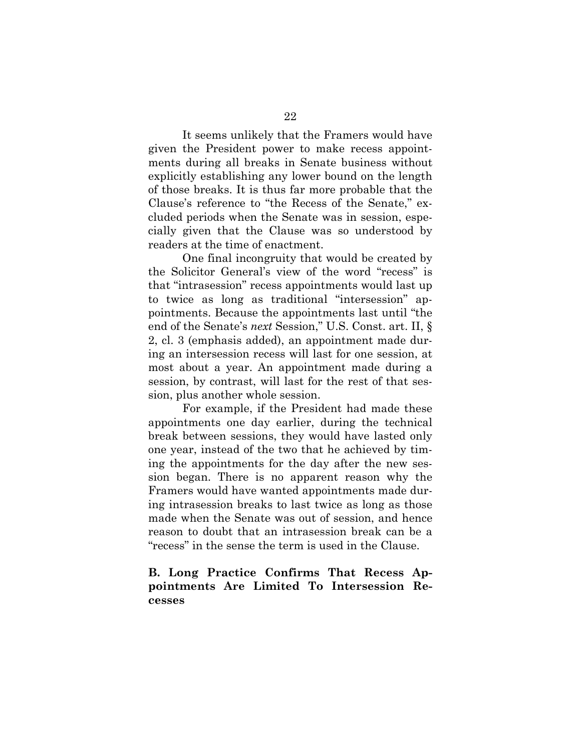It seems unlikely that the Framers would have given the President power to make recess appointments during all breaks in Senate business without explicitly establishing any lower bound on the length of those breaks. It is thus far more probable that the Clause's reference to "the Recess of the Senate," excluded periods when the Senate was in session, especially given that the Clause was so understood by readers at the time of enactment.

One final incongruity that would be created by the Solicitor General's view of the word "recess" is that "intrasession" recess appointments would last up to twice as long as traditional "intersession" appointments. Because the appointments last until "the end of the Senate's *next* Session," U.S. Const. art. II, § 2, cl. 3 (emphasis added), an appointment made during an intersession recess will last for one session, at most about a year. An appointment made during a session, by contrast, will last for the rest of that session, plus another whole session.

For example, if the President had made these appointments one day earlier, during the technical break between sessions, they would have lasted only one year, instead of the two that he achieved by timing the appointments for the day after the new session began. There is no apparent reason why the Framers would have wanted appointments made during intrasession breaks to last twice as long as those made when the Senate was out of session, and hence reason to doubt that an intrasession break can be a "recess" in the sense the term is used in the Clause.

### B. Long Practice Confirms That Recess Appointments Are Limited To Intersession Recesses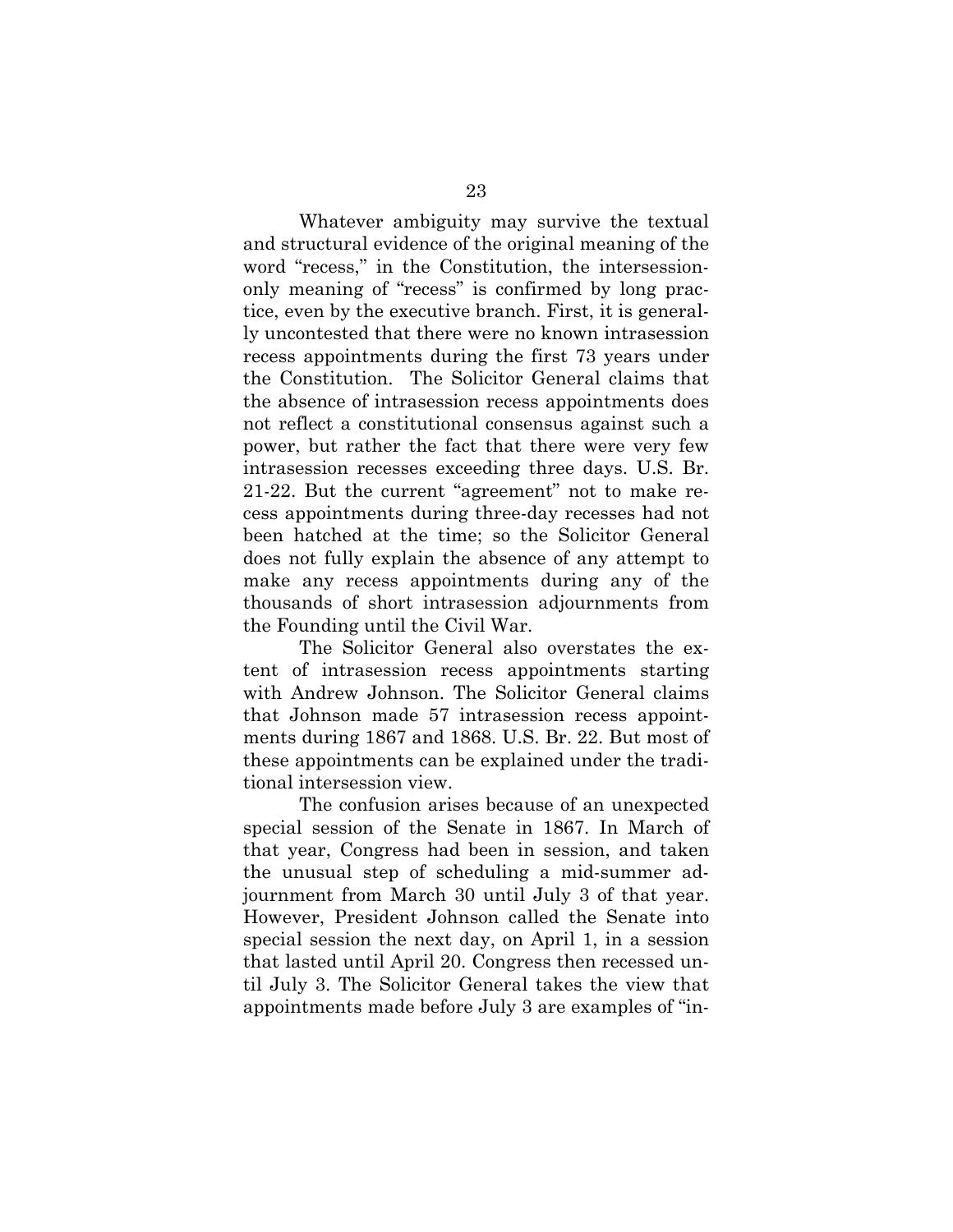Whatever ambiguity may survive the textual and structural evidence of the original meaning of the word "recess," in the Constitution, the intersession-only meaning of "recess" is confirmed by long practice, even by the executive branch. First, it is generally uncontested that there were no known intrasession recess appointments during the first 73 years under the Constitution. The Solicitor General claims that the absence of intrasession recess appointments does not reflect a constitutional consensus against such a power, but rather the fact that there were very few intrasession recesses exceeding three days. U.S. Br. 21-22. But the current "agreement" not to make recess appointments during three-day recesses had not been hatched at the time; so the Solicitor General does not fully explain the absence of any attempt to make any recess appointments during any of the thousands of short intrasession adjournments from the Founding until the Civil War.

The Solicitor General also overstates the extent of intrasession recess appointments starting with Andrew Johnson. The Solicitor General claims that Johnson made 57 intrasession recess appointments during 1867 and 1868. U.S. Br. 22. But most of these appointments can be explained under the traditional intersession view.

The confusion arises because of an unexpected special session of the Senate in 1867. In March of that year, Congress had been in session, and taken the unusual step of scheduling a mid-summer adjournment from March 30 until July 3 of that year. However, President Johnson called the Senate into special session the next day, on April 1, in a session that lasted until April 20. Congress then recessed until July 3. The Solicitor General takes the view that appointments made before July 3 are examples of "in-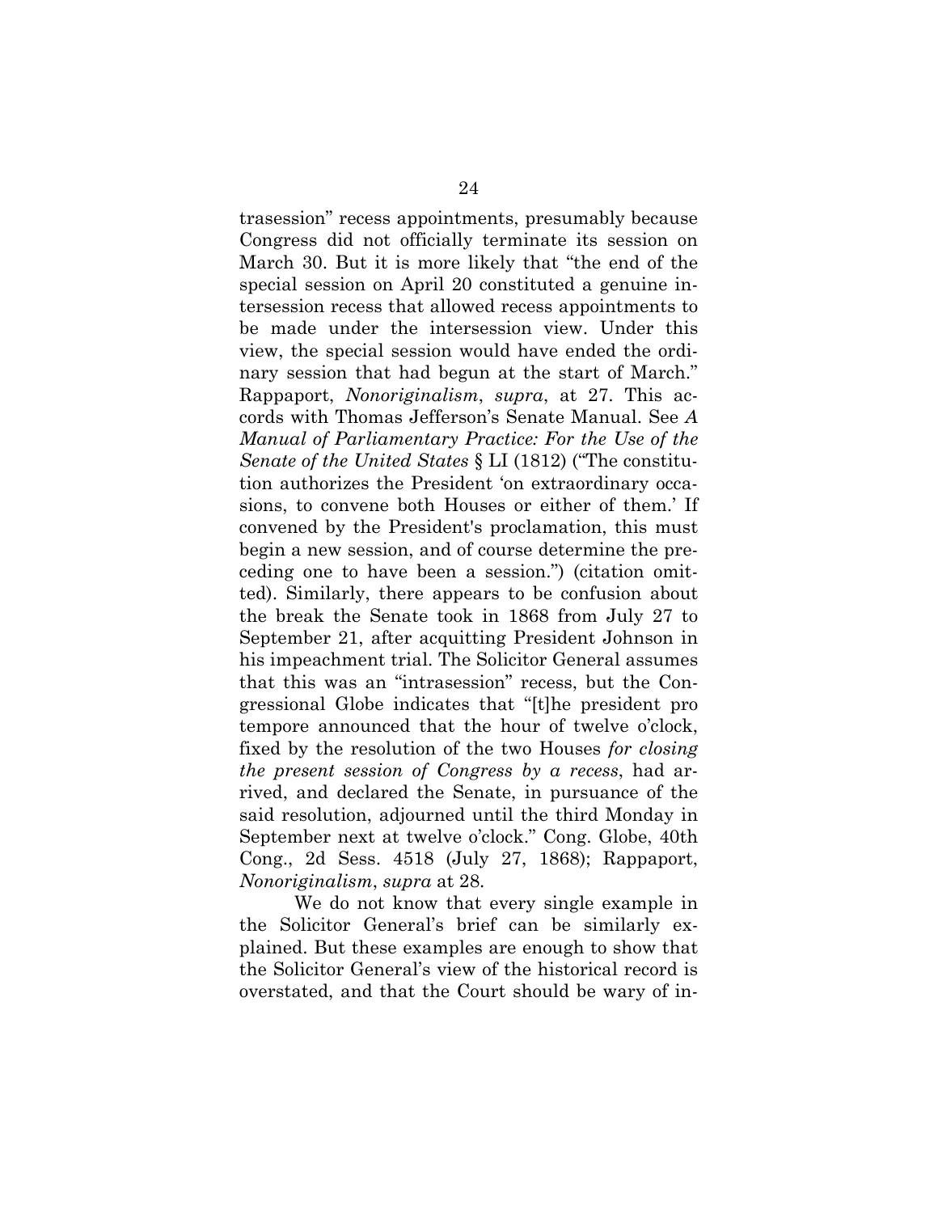trasession" recess appointments, presumably because Congress did not officially terminate its session on March 30. But it is more likely that "the end of the special session on April 20 constituted a genuine intersession recess that allowed recess appointments to be made under the intersession view. Under this view, the special session would have ended the ordinary session that had begun at the start of March." Rappaport, *Nonoriginalism*, *supra*, at 27. This accords with Thomas Jefferson's Senate Manual. See *A Manual of Parliamentary Practice: For the Use of the Senate of the United States* § LI (1812) ("The constitution authorizes the President 'on extraordinary occasions, to convene both Houses or either of them.' If convened by the President's proclamation, this must begin a new session, and of course determine the preceding one to have been a session.") (citation omitted). Similarly, there appears to be confusion about the break the Senate took in 1868 from July 27 to September 21, after acquitting President Johnson in his impeachment trial. The Solicitor General assumes that this was an "intrasession" recess, but the Congressional Globe indicates that "[t]he president pro tempore announced that the hour of twelve o'clock, fixed by the resolution of the two Houses *for closing the present session of Congress by a recess*, had arrived, and declared the Senate, in pursuance of the said resolution, adjourned until the third Monday in September next at twelve o'clock." Cong. Globe, 40th Cong., 2d Sess. 4518 (July 27, 1868); Rappaport, *Nonoriginalism*, *supra* at 28.

We do not know that every single example in the Solicitor General's brief can be similarly explained. But these examples are enough to show that the Solicitor General's view of the historical record is overstated, and that the Court should be wary of in-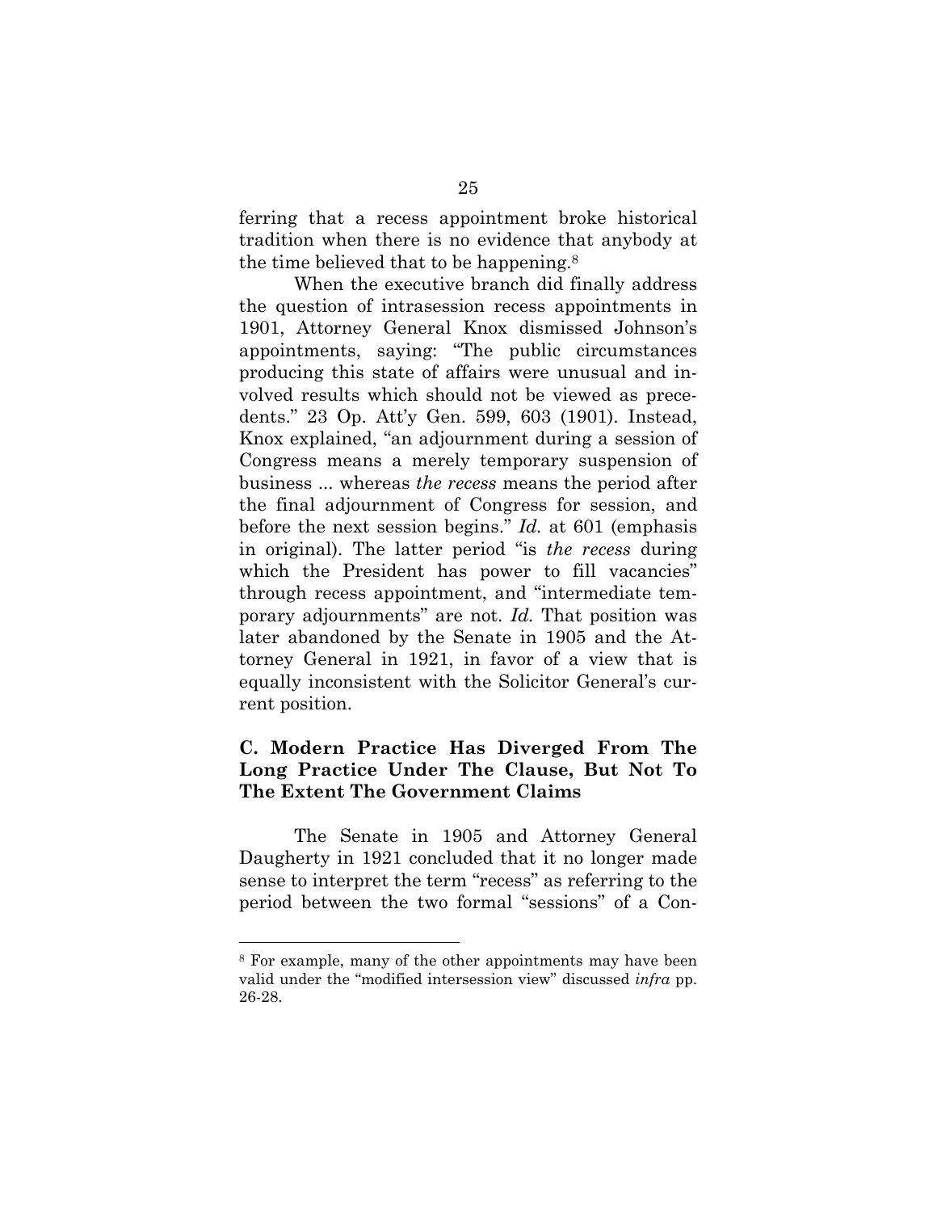ferring that a recess appointment broke historical tradition when there is no evidence that anybody at the time believed that to be happening.[8]

When the executive branch did finally address the question of intrasession recess appointments in 1901, Attorney General Knox dismissed Johnson's appointments, saying: "The public circumstances producing this state of affairs were unusual and involved results which should not be viewed as precedents." 23 Op. Att'y Gen. 599, 603 (1901). Instead, Knox explained, "an adjournment during a session of Congress means a merely temporary suspension of business ... whereas *the recess* means the period after the final adjournment of Congress for session, and before the next session begins." *Id.* at 601 (emphasis in original). The latter period "is *the recess* during which the President has power to fill vacancies" through recess appointment, and "intermediate temporary adjournments" are not. *Id.* That position was later abandoned by the Senate in 1905 and the Attorney General in 1921, in favor of a view that is equally inconsistent with the Solicitor General's current position.

### C. Modern Practice Has Diverged From The Long Practice Under The Clause, But Not To The Extent The Government Claims

The Senate in 1905 and Attorney General Daugherty in 1921 concluded that it no longer made sense to interpret the term "recess" as referring to the period between the two formal "sessions" of a Con-

[8] For example, many of the other appointments may have been valid under the "modified intersession view" discussed *infra* pp. 26-28.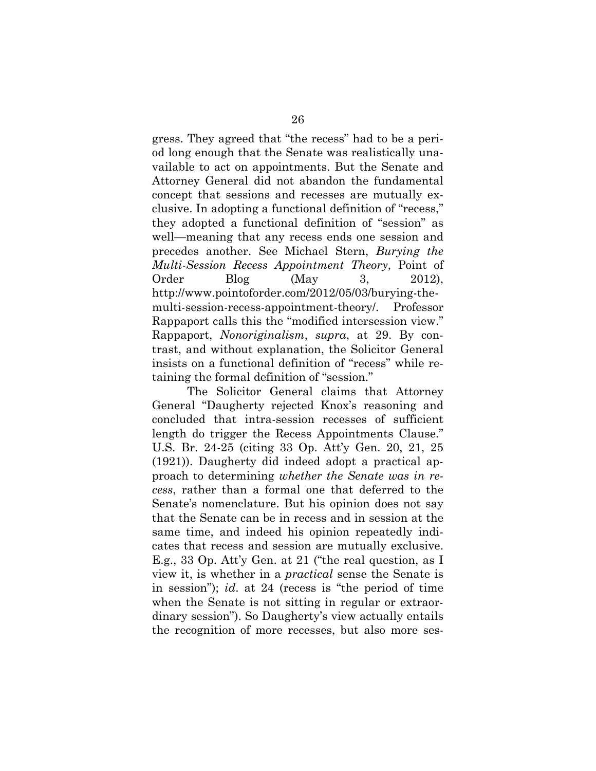gress. They agreed that "the recess" had to be a period long enough that the Senate was realistically unavailable to act on appointments. But the Senate and Attorney General did not abandon the fundamental concept that sessions and recesses are mutually exclusive. In adopting a functional definition of "recess," they adopted a functional definition of "session" as well—meaning that any recess ends one session and precedes another. See Michael Stern, *Burying the Multi-Session Recess Appointment Theory*, Point of Order Blog (May 3, 2012), http://www.pointoforder.com/2012/05/03/burying-the-multi-session-recess-appointment-theory/. Professor Rappaport calls this the "modified intersession view." Rappaport, *Nonoriginalism*, *supra*, at 29. By contrast, and without explanation, the Solicitor General insists on a functional definition of "recess" while retaining the formal definition of "session."

The Solicitor General claims that Attorney General "Daugherty rejected Knox's reasoning and concluded that intra-session recesses of sufficient length do trigger the Recess Appointments Clause." U.S. Br. 24-25 (citing 33 Op. Att'y Gen. 20, 21, 25 (1921)). Daugherty did indeed adopt a practical approach to determining *whether the Senate was in recess*, rather than a formal one that deferred to the Senate's nomenclature. But his opinion does not say that the Senate can be in recess and in session at the same time, and indeed his opinion repeatedly indicates that recess and session are mutually exclusive. E.g., 33 Op. Att'y Gen. at 21 ("the real question, as I view it, is whether in a *practical* sense the Senate is in session"); *id*. at 24 (recess is "the period of time when the Senate is not sitting in regular or extraordinary session"). So Daugherty's view actually entails the recognition of more recesses, but also more ses-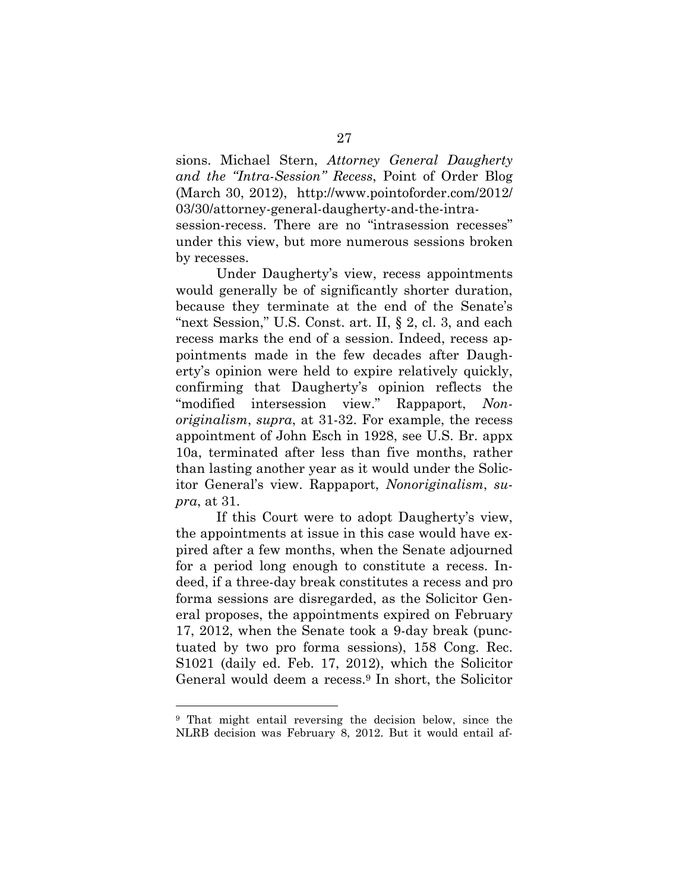sions. Michael Stern, *Attorney General Daugherty and the "Intra-Session" Recess*, Point of Order Blog (March 30, 2012), http://www.pointoforder.com/2012/03/30/attorney-general-daugherty-and-the-intra-session-recess. There are no "intrasession recesses" under this view, but more numerous sessions broken by recesses.

Under Daugherty's view, recess appointments would generally be of significantly shorter duration, because they terminate at the end of the Senate's "next Session," U.S. Const. art. II, § 2, cl. 3, and each recess marks the end of a session. Indeed, recess appointments made in the few decades after Daugherty's opinion were held to expire relatively quickly, confirming that Daugherty's opinion reflects the "modified intersession view." Rappaport, *Nonoriginalism*, *supra*, at 31-32. For example, the recess appointment of John Esch in 1928, see U.S. Br. appx 10a, terminated after less than five months, rather than lasting another year as it would under the Solicitor General's view. Rappaport, *Nonoriginalism*, *supra*, at 31.

If this Court were to adopt Daugherty's view, the appointments at issue in this case would have expired after a few months, when the Senate adjourned for a period long enough to constitute a recess. Indeed, if a three-day break constitutes a recess and pro forma sessions are disregarded, as the Solicitor General proposes, the appointments expired on February 17, 2012, when the Senate took a 9-day break (punctuated by two pro forma sessions), 158 Cong. Rec. S1021 (daily ed. Feb. 17, 2012), which the Solicitor General would deem a recess.[9] In short, the Solicitor

---

[9] That might entail reversing the decision below, since the NLRB decision was February 8, 2012. But it would entail af-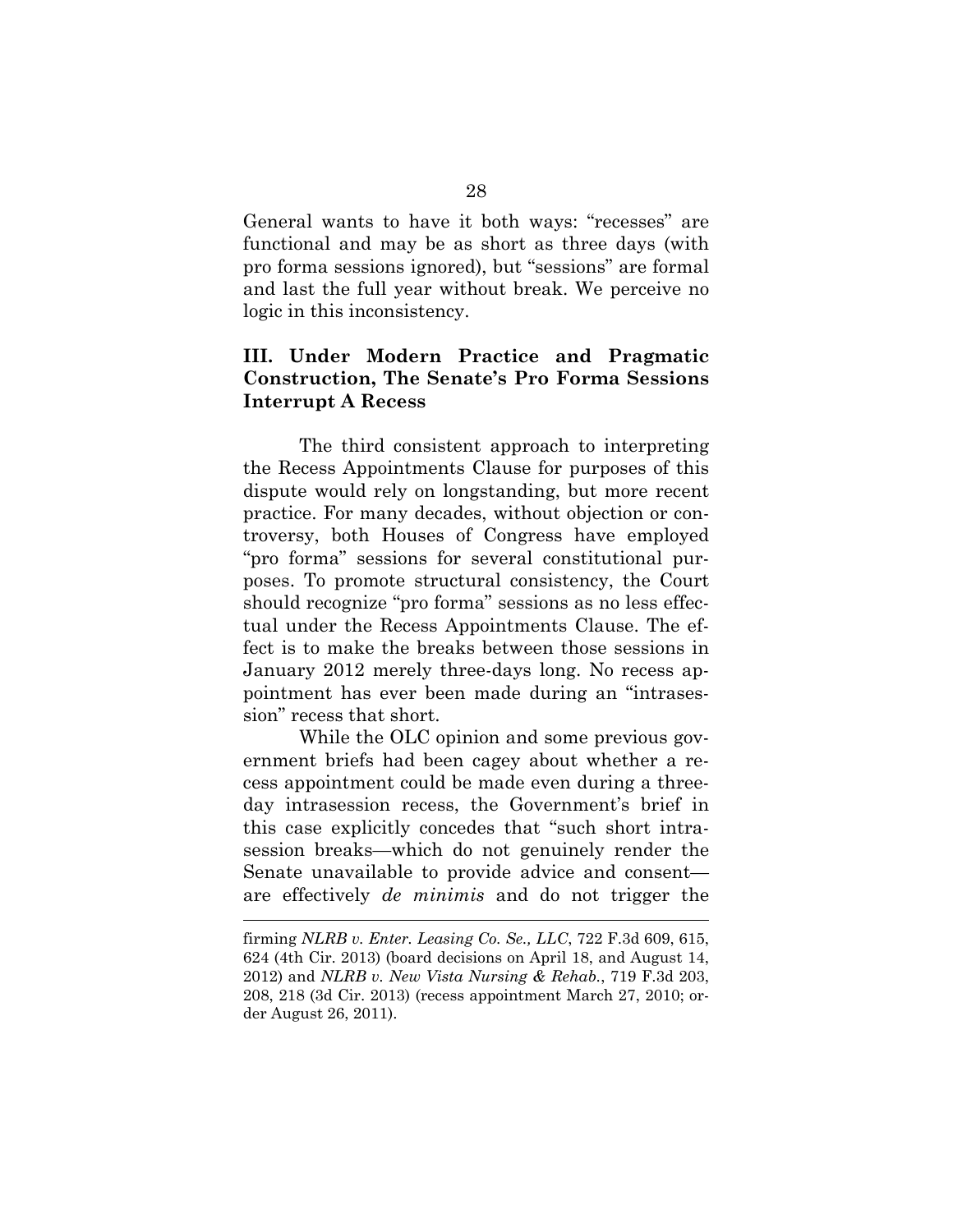General wants to have it both ways: "recesses" are functional and may be as short as three days (with pro forma sessions ignored), but "sessions" are formal and last the full year without break. We perceive no logic in this inconsistency.

### III. Under Modern Practice and Pragmatic Construction, The Senate's Pro Forma Sessions Interrupt A Recess

The third consistent approach to interpreting the Recess Appointments Clause for purposes of this dispute would rely on longstanding, but more recent practice. For many decades, without objection or controversy, both Houses of Congress have employed "pro forma" sessions for several constitutional purposes. To promote structural consistency, the Court should recognize "pro forma" sessions as no less effectual under the Recess Appointments Clause. The effect is to make the breaks between those sessions in January 2012 merely three-days long. No recess appointment has ever been made during an "intrasession" recess that short.

While the OLC opinion and some previous government briefs had been cagey about whether a recess appointment could be made even during a three-day intrasession recess, the Government's brief in this case explicitly concedes that "such short intrasession breaks—which do not genuinely render the Senate unavailable to provide advice and consent—are effectively *de minimis* and do not trigger the

---

firming *NLRB v. Enter. Leasing Co. Se., LLC*, 722 F.3d 609, 615, 624 (4th Cir. 2013) (board decisions on April 18, and August 14, 2012) and *NLRB v. New Vista Nursing & Rehab.*, 719 F.3d 203, 208, 218 (3d Cir. 2013) (recess appointment March 27, 2010; order August 26, 2011).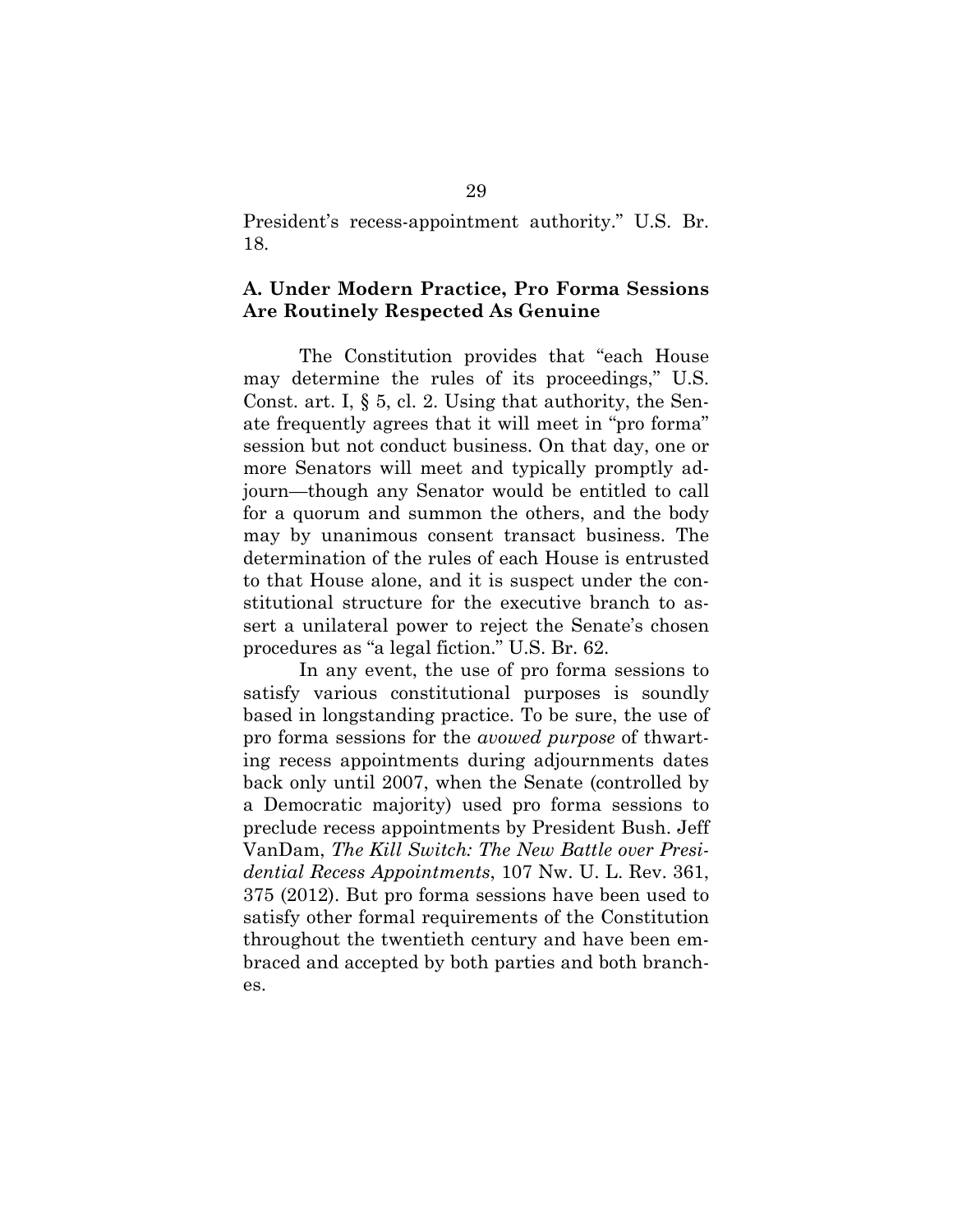President's recess-appointment authority." U.S. Br. 18.

### A. Under Modern Practice, Pro Forma Sessions Are Routinely Respected As Genuine

The Constitution provides that "each House may determine the rules of its proceedings," U.S. Const. art. I, § 5, cl. 2. Using that authority, the Senate frequently agrees that it will meet in "pro forma" session but not conduct business. On that day, one or more Senators will meet and typically promptly adjourn—though any Senator would be entitled to call for a quorum and summon the others, and the body may by unanimous consent transact business. The determination of the rules of each House is entrusted to that House alone, and it is suspect under the constitutional structure for the executive branch to assert a unilateral power to reject the Senate's chosen procedures as "a legal fiction." U.S. Br. 62.

In any event, the use of pro forma sessions to satisfy various constitutional purposes is soundly based in longstanding practice. To be sure, the use of pro forma sessions for the *avowed purpose* of thwarting recess appointments during adjournments dates back only until 2007, when the Senate (controlled by a Democratic majority) used pro forma sessions to preclude recess appointments by President Bush. Jeff VanDam, *The Kill Switch: The New Battle over Presidential Recess Appointments*, 107 Nw. U. L. Rev. 361, 375 (2012). But pro forma sessions have been used to satisfy other formal requirements of the Constitution throughout the twentieth century and have been embraced and accepted by both parties and both branches.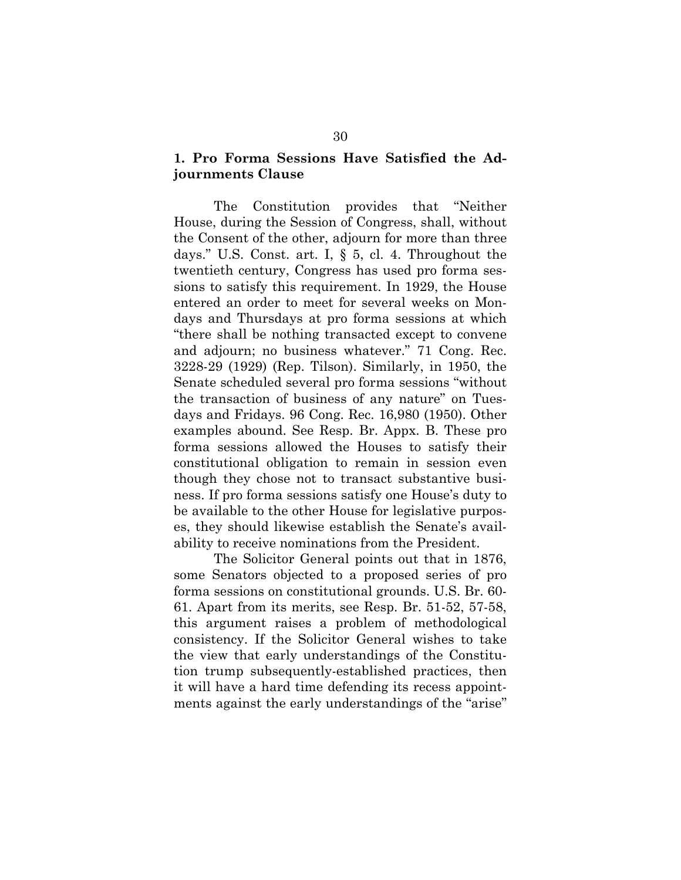### 1. Pro Forma Sessions Have Satisfied the Adjournments Clause

The Constitution provides that "Neither House, during the Session of Congress, shall, without the Consent of the other, adjourn for more than three days." U.S. Const. art. I, § 5, cl. 4. Throughout the twentieth century, Congress has used pro forma sessions to satisfy this requirement. In 1929, the House entered an order to meet for several weeks on Mondays and Thursdays at pro forma sessions at which "there shall be nothing transacted except to convene and adjourn; no business whatever." 71 Cong. Rec. 3228-29 (1929) (Rep. Tilson). Similarly, in 1950, the Senate scheduled several pro forma sessions "without the transaction of business of any nature" on Tuesdays and Fridays. 96 Cong. Rec. 16,980 (1950). Other examples abound. See Resp. Br. Appx. B. These pro forma sessions allowed the Houses to satisfy their constitutional obligation to remain in session even though they chose not to transact substantive business. If pro forma sessions satisfy one House's duty to be available to the other House for legislative purposes, they should likewise establish the Senate's availability to receive nominations from the President.

The Solicitor General points out that in 1876, some Senators objected to a proposed series of pro forma sessions on constitutional grounds. U.S. Br. 60-61. Apart from its merits, see Resp. Br. 51-52, 57-58, this argument raises a problem of methodological consistency. If the Solicitor General wishes to take the view that early understandings of the Constitution trump subsequently-established practices, then it will have a hard time defending its recess appointments against the early understandings of the "arise"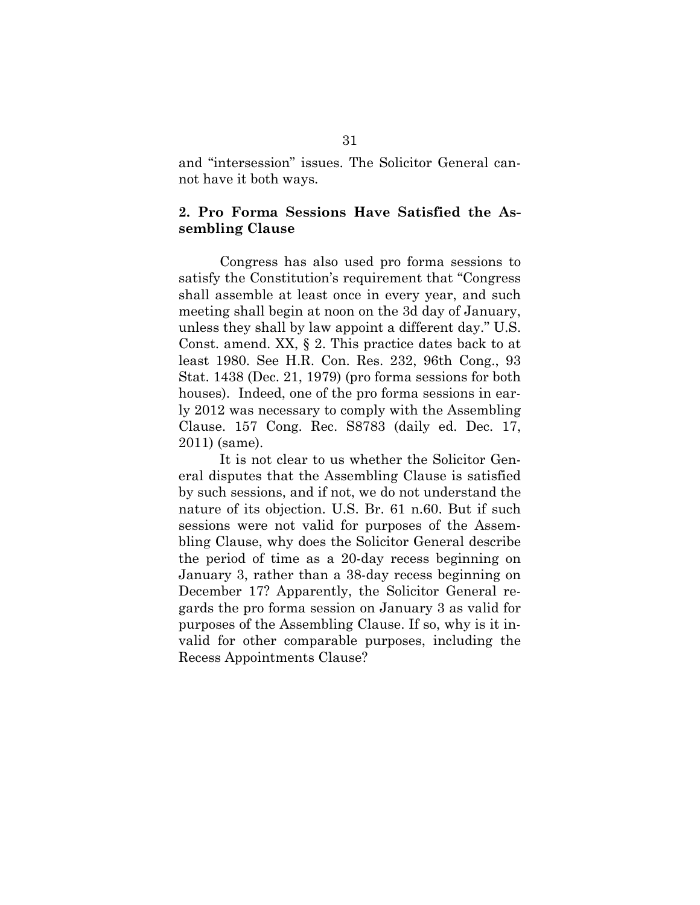and "intersession" issues. The Solicitor General cannot have it both ways.

### 2. Pro Forma Sessions Have Satisfied the Assembling Clause

Congress has also used pro forma sessions to satisfy the Constitution's requirement that "Congress shall assemble at least once in every year, and such meeting shall begin at noon on the 3d day of January, unless they shall by law appoint a different day." U.S. Const. amend. XX, § 2. This practice dates back to at least 1980. See H.R. Con. Res. 232, 96th Cong., 93 Stat. 1438 (Dec. 21, 1979) (pro forma sessions for both houses). Indeed, one of the pro forma sessions in early 2012 was necessary to comply with the Assembling Clause. 157 Cong. Rec. S8783 (daily ed. Dec. 17, 2011) (same).

It is not clear to us whether the Solicitor General disputes that the Assembling Clause is satisfied by such sessions, and if not, we do not understand the nature of its objection. U.S. Br. 61 n.60. But if such sessions were not valid for purposes of the Assembling Clause, why does the Solicitor General describe the period of time as a 20-day recess beginning on January 3, rather than a 38-day recess beginning on December 17? Apparently, the Solicitor General regards the pro forma session on January 3 as valid for purposes of the Assembling Clause. If so, why is it invalid for other comparable purposes, including the Recess Appointments Clause?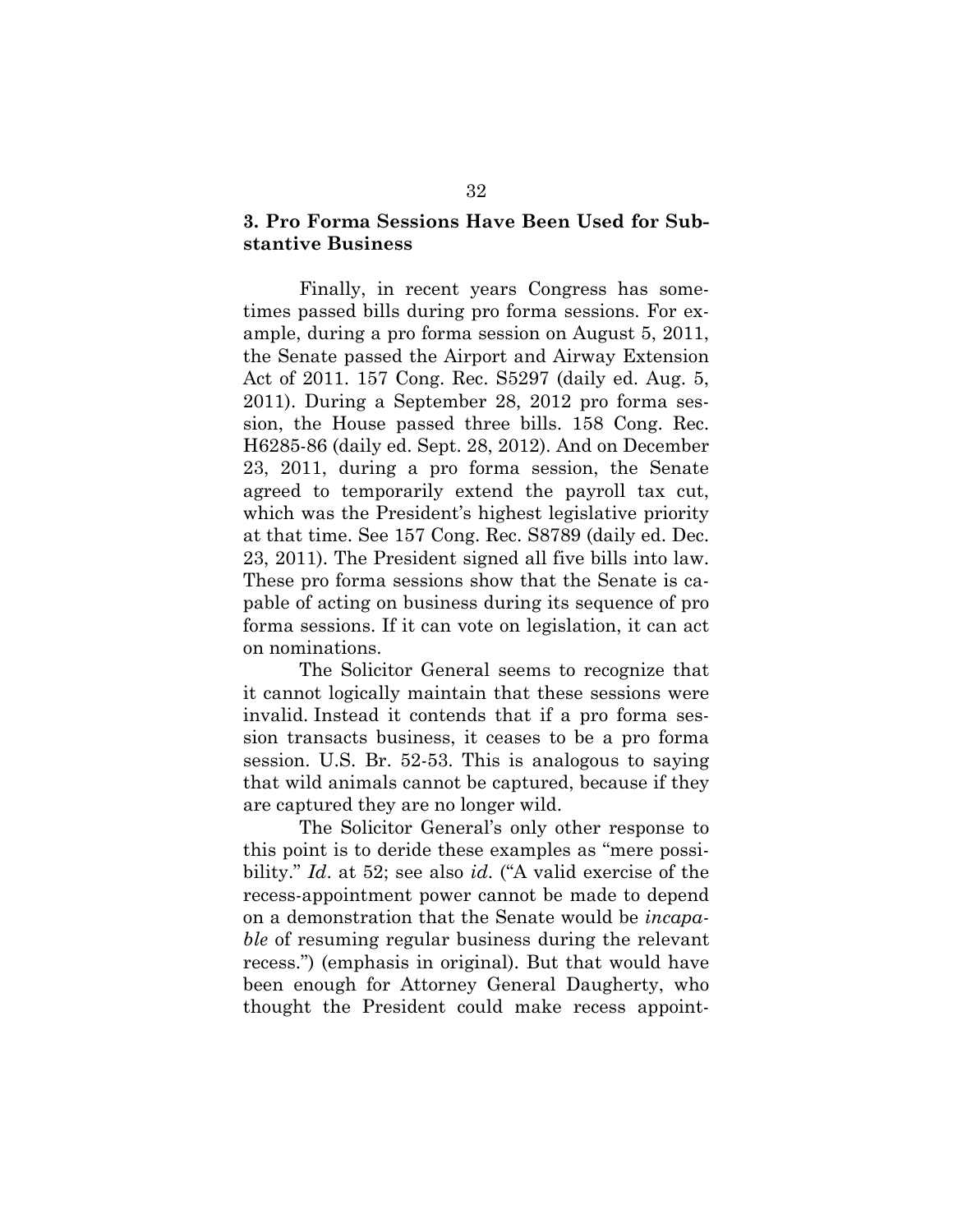### 3. Pro Forma Sessions Have Been Used for Substantive Business

Finally, in recent years Congress has sometimes passed bills during pro forma sessions. For example, during a pro forma session on August 5, 2011, the Senate passed the Airport and Airway Extension Act of 2011. 157 Cong. Rec. S5297 (daily ed. Aug. 5, 2011). During a September 28, 2012 pro forma session, the House passed three bills. 158 Cong. Rec. H6285-86 (daily ed. Sept. 28, 2012). And on December 23, 2011, during a pro forma session, the Senate agreed to temporarily extend the payroll tax cut, which was the President's highest legislative priority at that time. See 157 Cong. Rec. S8789 (daily ed. Dec. 23, 2011). The President signed all five bills into law. These pro forma sessions show that the Senate is capable of acting on business during its sequence of pro forma sessions. If it can vote on legislation, it can act on nominations.

The Solicitor General seems to recognize that it cannot logically maintain that these sessions were invalid. Instead it contends that if a pro forma session transacts business, it ceases to be a pro forma session. U.S. Br. 52-53. This is analogous to saying that wild animals cannot be captured, because if they are captured they are no longer wild.

The Solicitor General's only other response to this point is to deride these examples as "mere possibility." *Id*. at 52; see also *id*. ("A valid exercise of the recess-appointment power cannot be made to depend on a demonstration that the Senate would be *incapable* of resuming regular business during the relevant recess.") (emphasis in original). But that would have been enough for Attorney General Daugherty, who thought the President could make recess appoint-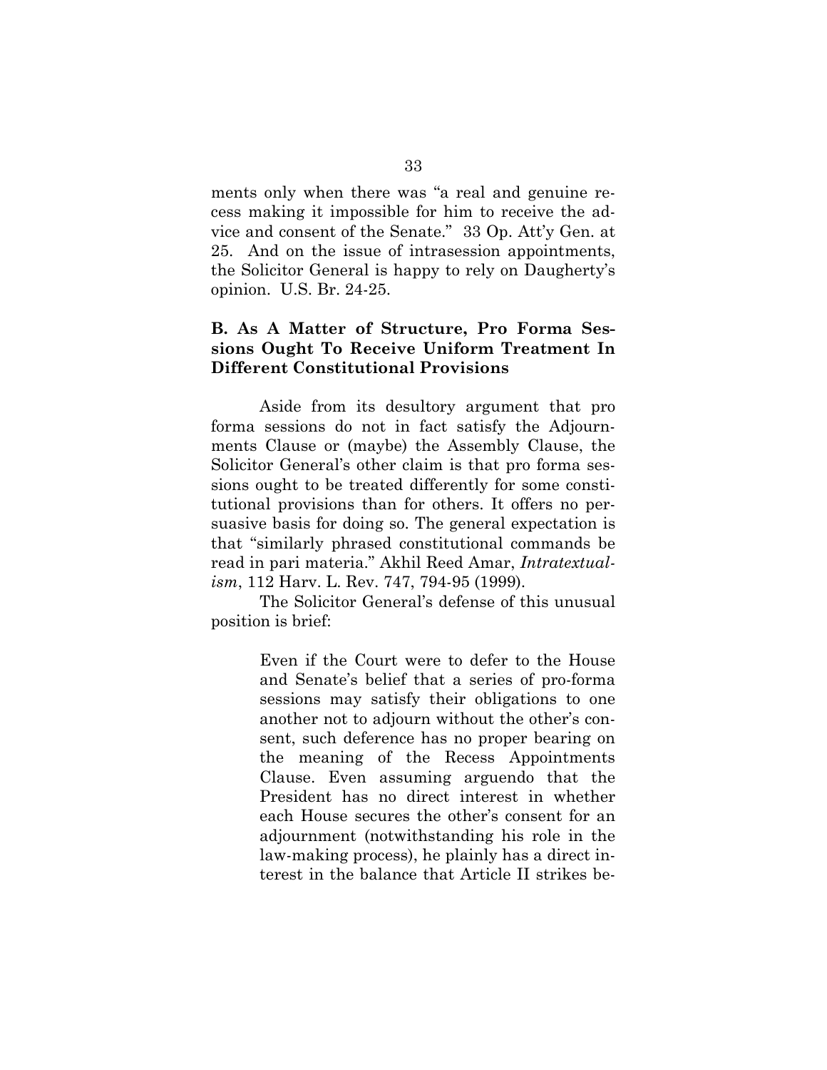ments only when there was "a real and genuine recess making it impossible for him to receive the advice and consent of the Senate." 33 Op. Att'y Gen. at 25. And on the issue of intrasession appointments, the Solicitor General is happy to rely on Daugherty's opinion. U.S. Br. 24-25.

### B. As A Matter of Structure, Pro Forma Sessions Ought To Receive Uniform Treatment In Different Constitutional Provisions

Aside from its desultory argument that pro forma sessions do not in fact satisfy the Adjournments Clause or (maybe) the Assembly Clause, the Solicitor General's other claim is that pro forma sessions ought to be treated differently for some constitutional provisions than for others. It offers no persuasive basis for doing so. The general expectation is that "similarly phrased constitutional commands be read in pari materia." Akhil Reed Amar, *Intratextualism*, 112 Harv. L. Rev. 747, 794-95 (1999).

The Solicitor General's defense of this unusual position is brief:

> Even if the Court were to defer to the House and Senate's belief that a series of pro-forma sessions may satisfy their obligations to one another not to adjourn without the other's consent, such deference has no proper bearing on the meaning of the Recess Appointments Clause. Even assuming arguendo that the President has no direct interest in whether each House secures the other's consent for an adjournment (notwithstanding his role in the law-making process), he plainly has a direct interest in the balance that Article II strikes be-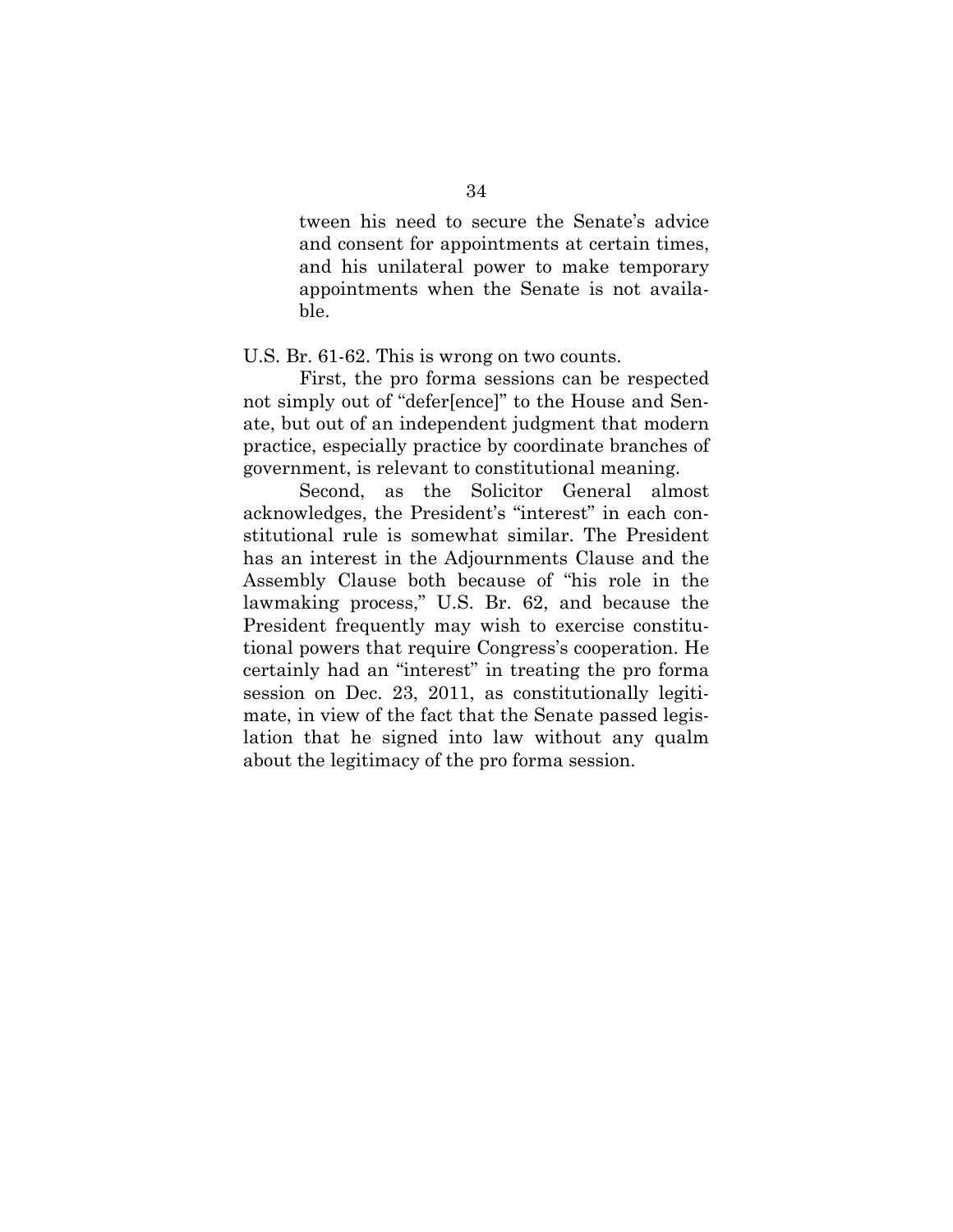> tween his need to secure the Senate's advice and consent for appointments at certain times, and his unilateral power to make temporary appointments when the Senate is not available.

U.S. Br. 61-62. This is wrong on two counts.

First, the pro forma sessions can be respected not simply out of "defer[ence]" to the House and Senate, but out of an independent judgment that modern practice, especially practice by coordinate branches of government, is relevant to constitutional meaning.

Second, as the Solicitor General almost acknowledges, the President's "interest" in each constitutional rule is somewhat similar. The President has an interest in the Adjournments Clause and the Assembly Clause both because of "his role in the lawmaking process," U.S. Br. 62, and because the President frequently may wish to exercise constitutional powers that require Congress's cooperation. He certainly had an "interest" in treating the pro forma session on Dec. 23, 2011, as constitutionally legitimate, in view of the fact that the Senate passed legislation that he signed into law without any qualm about the legitimacy of the pro forma session.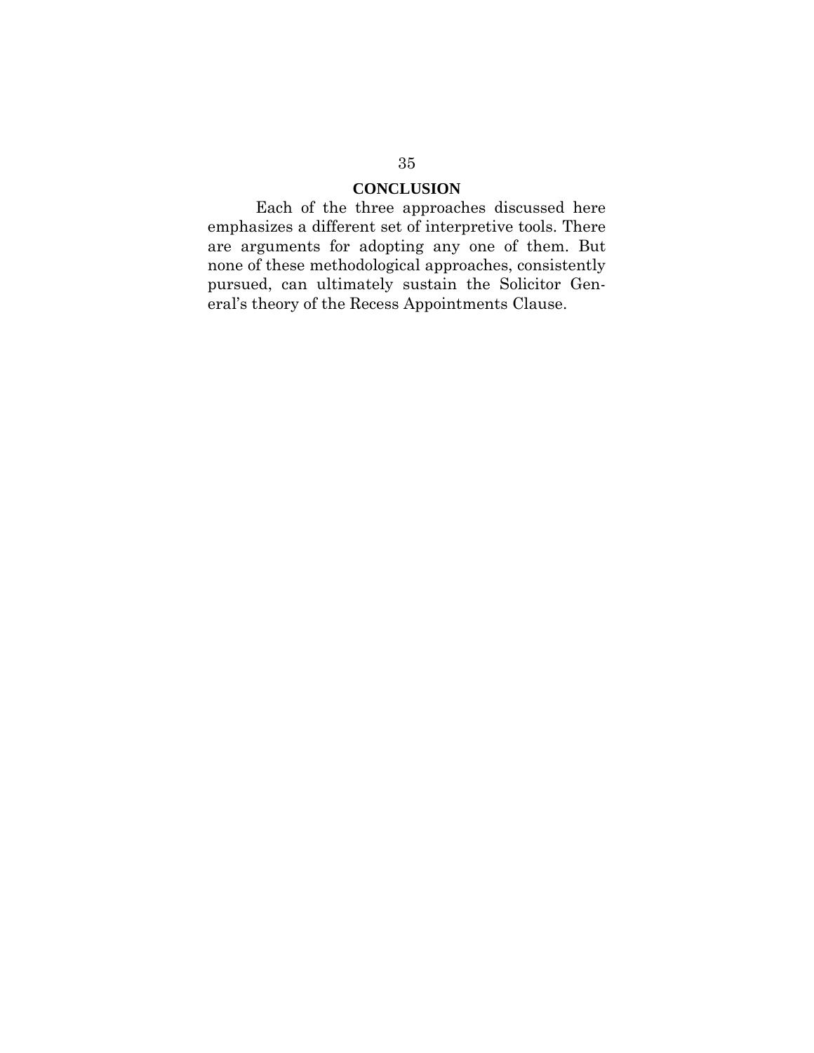## CONCLUSION

Each of the three approaches discussed here emphasizes a different set of interpretive tools. There are arguments for adopting any one of them. But none of these methodological approaches, consistently pursued, can ultimately sustain the Solicitor General's theory of the Recess Appointments Clause.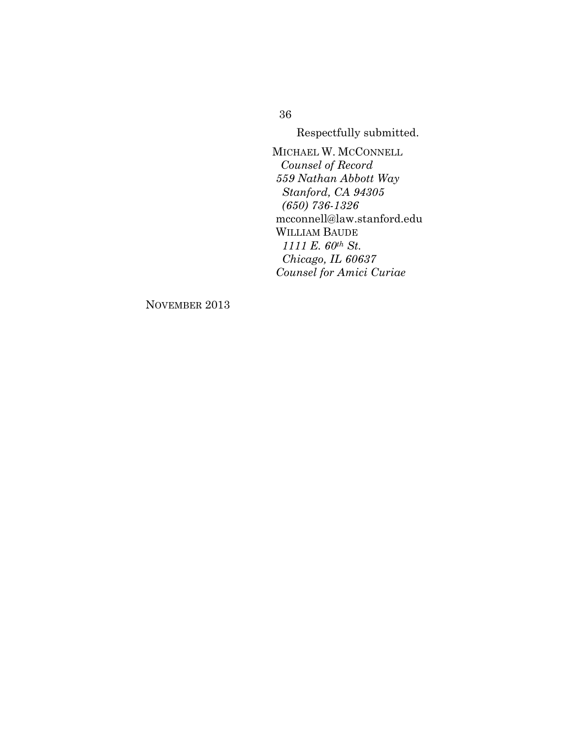Respectfully submitted.

MICHAEL W. MCCONNELL
*Counsel of Record*
*559 Nathan Abbott Way*
*Stanford, CA 94305*
*(650) 736-1326*
mcconnell@law.stanford.edu
WILLIAM BAUDE
*1111 E. 60th St.*
*Chicago, IL 60637*
*Counsel for Amici Curiae*

NOVEMBER 2013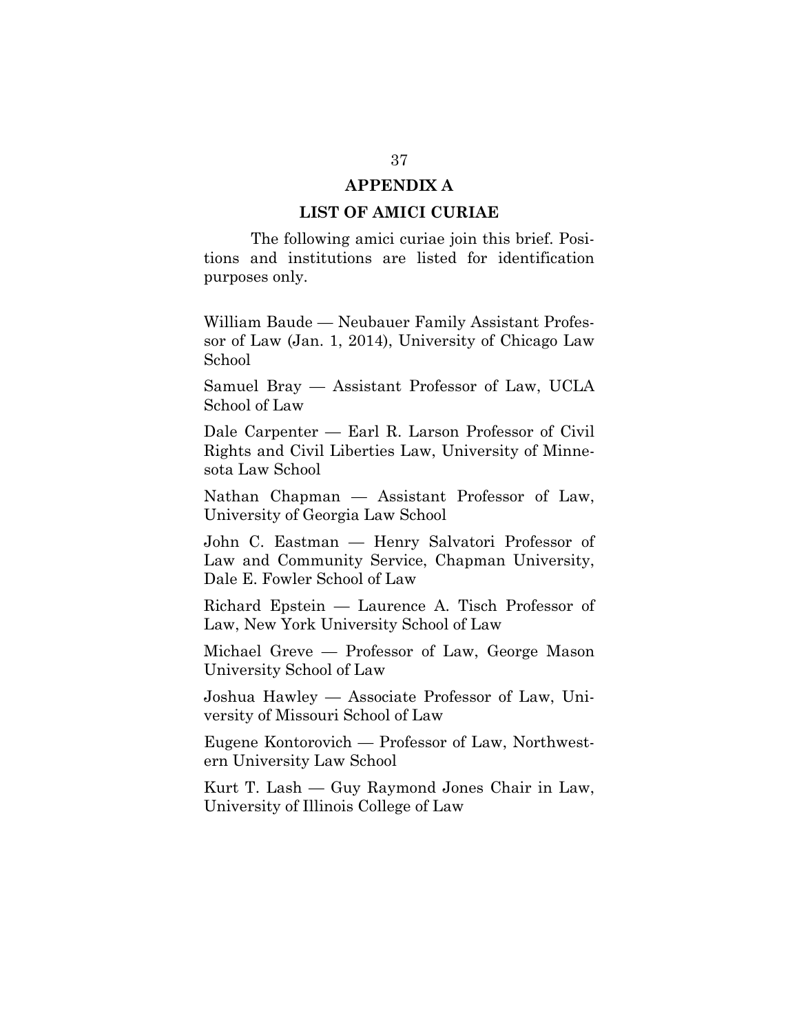# APPENDIX A

## LIST OF AMICI CURIAE

The following amici curiae join this brief. Positions and institutions are listed for identification purposes only.

William Baude — Neubauer Family Assistant Professor of Law (Jan. 1, 2014), University of Chicago Law School

Samuel Bray — Assistant Professor of Law, UCLA School of Law

Dale Carpenter — Earl R. Larson Professor of Civil Rights and Civil Liberties Law, University of Minnesota Law School

Nathan Chapman — Assistant Professor of Law, University of Georgia Law School

John C. Eastman — Henry Salvatori Professor of Law and Community Service, Chapman University, Dale E. Fowler School of Law

Richard Epstein — Laurence A. Tisch Professor of Law, New York University School of Law

Michael Greve — Professor of Law, George Mason University School of Law

Joshua Hawley — Associate Professor of Law, University of Missouri School of Law

Eugene Kontorovich — Professor of Law, Northwestern University Law School

Kurt T. Lash — Guy Raymond Jones Chair in Law, University of Illinois College of Law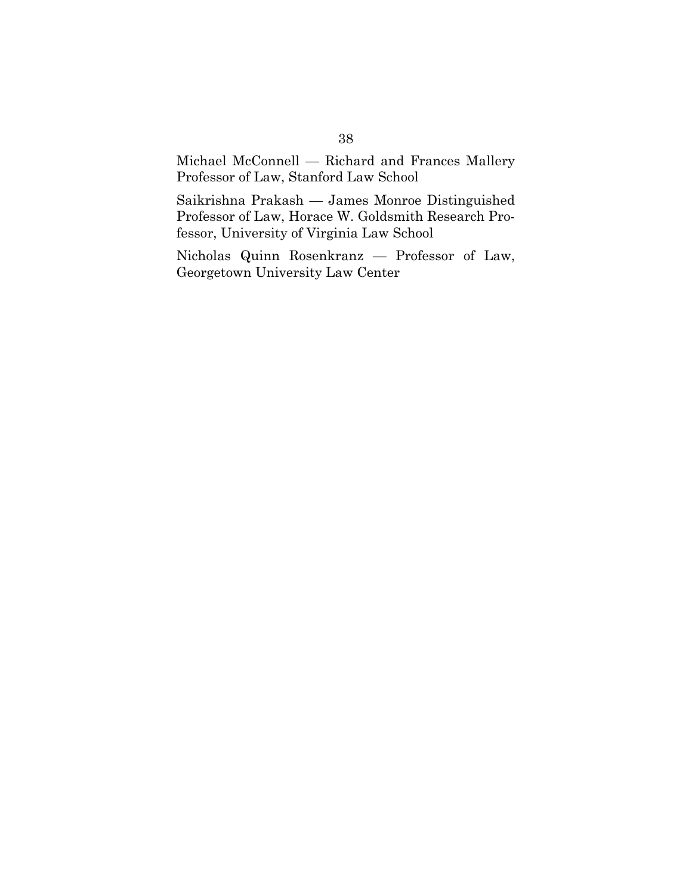Michael McConnell — Richard and Frances Mallery Professor of Law, Stanford Law School

Saikrishna Prakash — James Monroe Distinguished Professor of Law, Horace W. Goldsmith Research Professor, University of Virginia Law School

Nicholas Quinn Rosenkranz — Professor of Law, Georgetown University Law Center